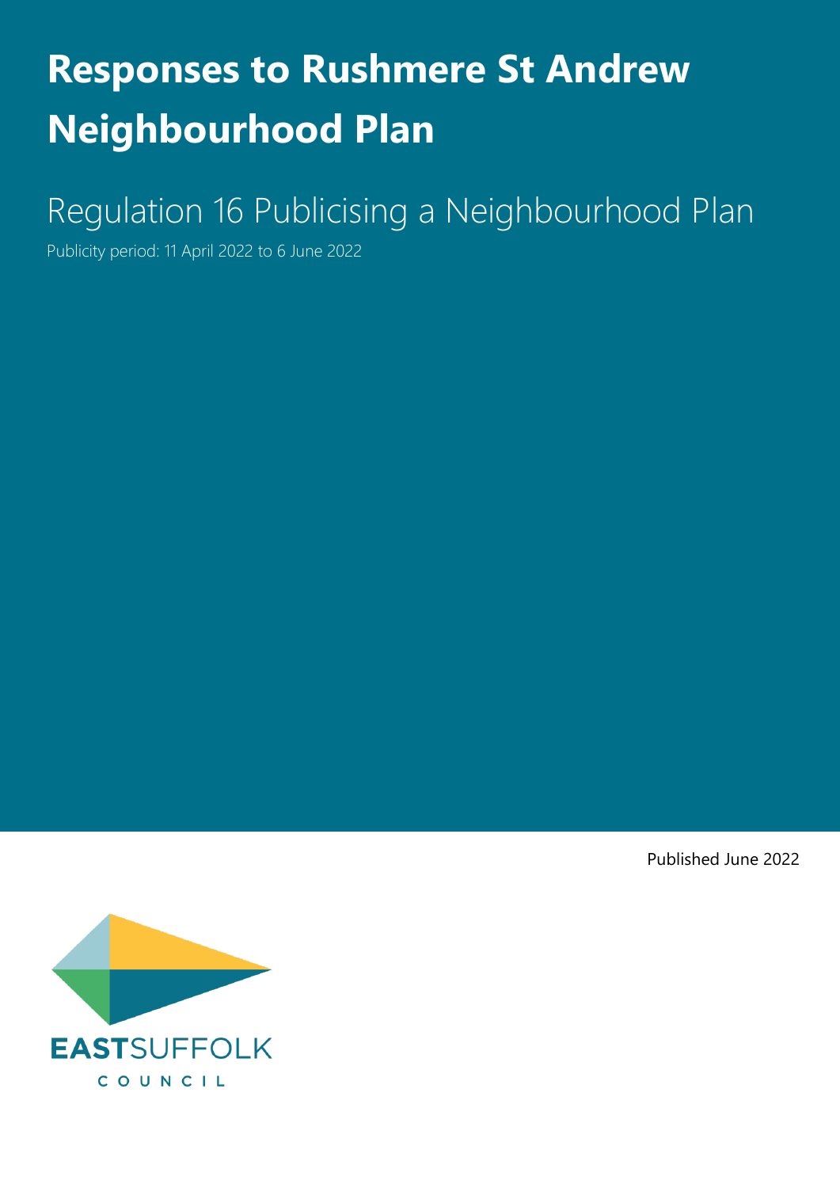# Responses to Rushmere St Andrew Neighbourhood Plan

## Regulation 16 Publicising a Neighbourhood Plan

Publicity period: 11 April 2022 to 6 June 2022

Published June 2022

EASTSUFFOLK
COUNCIL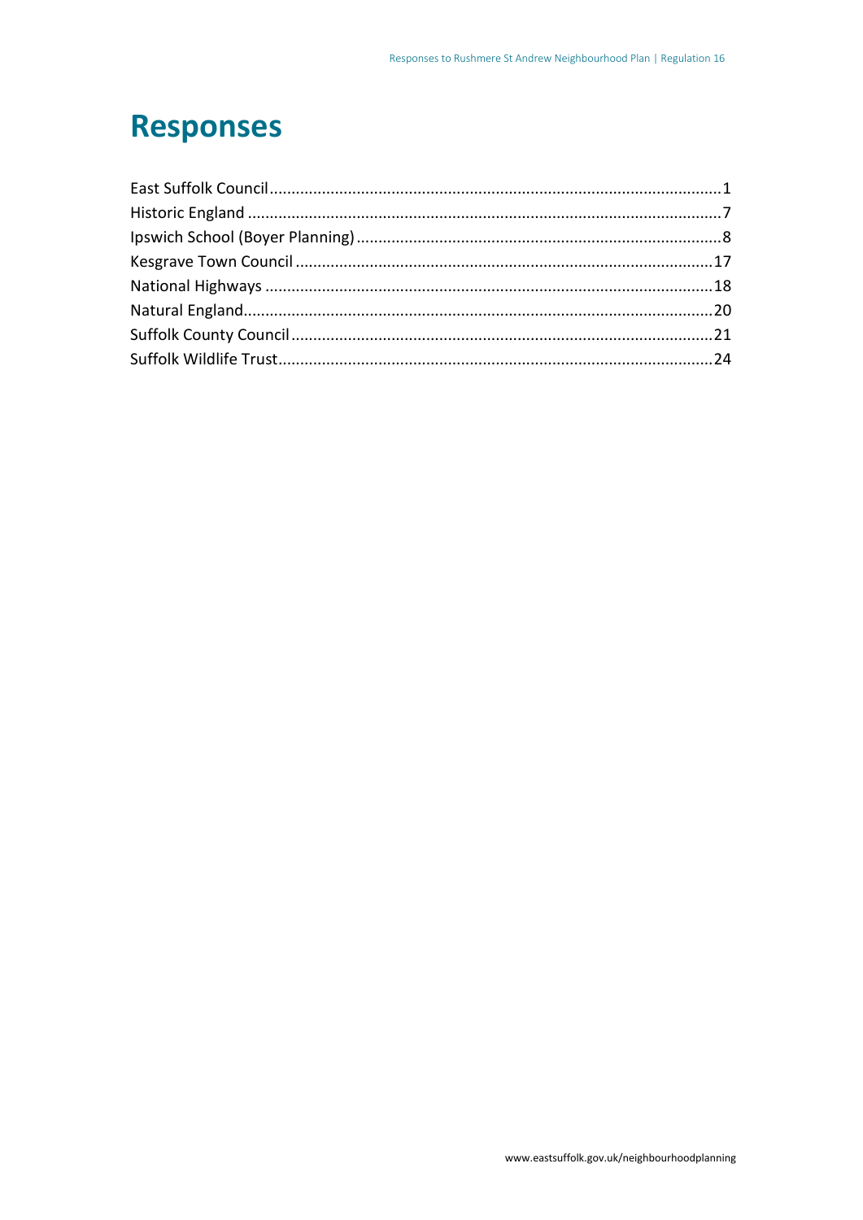# Responses

East Suffolk Council.....................................................................................................1
Historic England ..........................................................................................................7
Ipswich School (Boyer Planning)..................................................................................8
Kesgrave Town Council..............................................................................................17
National Highways.....................................................................................................18
Natural England..........................................................................................................20
Suffolk County Council...............................................................................................21
Suffolk Wildlife Trust..................................................................................................24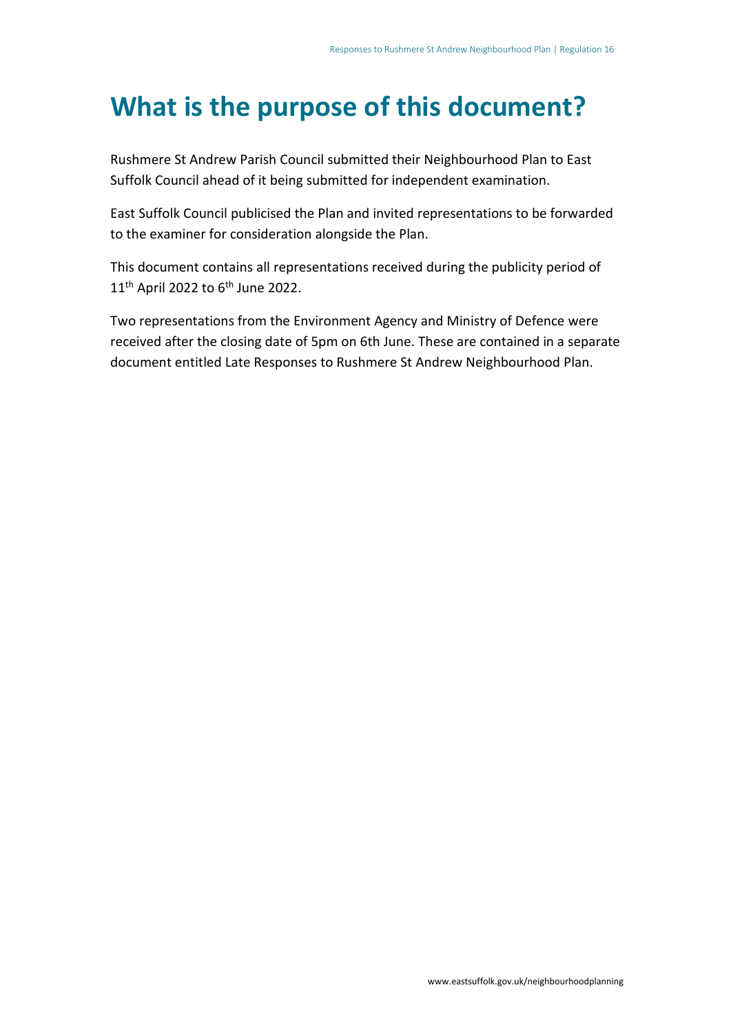# What is the purpose of this document?

Rushmere St Andrew Parish Council submitted their Neighbourhood Plan to East Suffolk Council ahead of it being submitted for independent examination.

East Suffolk Council publicised the Plan and invited representations to be forwarded to the examiner for consideration alongside the Plan.

This document contains all representations received during the publicity period of 11th April 2022 to 6th June 2022.

Two representations from the Environment Agency and Ministry of Defence were received after the closing date of 5pm on 6th June. These are contained in a separate document entitled Late Responses to Rushmere St Andrew Neighbourhood Plan.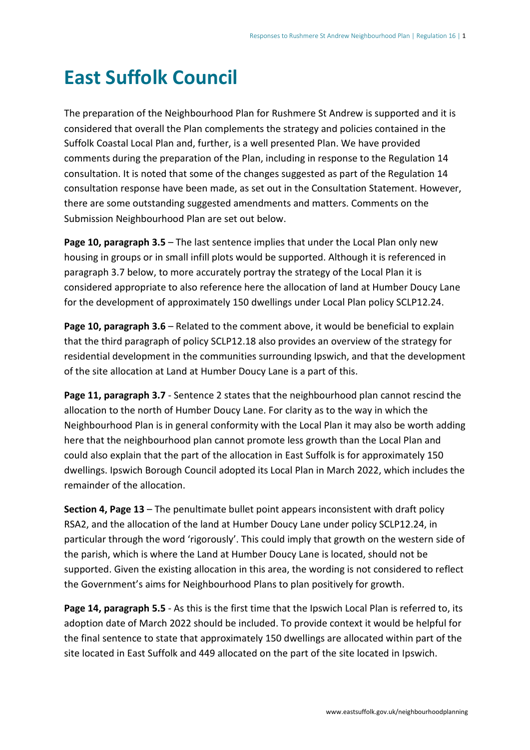# East Suffolk Council

The preparation of the Neighbourhood Plan for Rushmere St Andrew is supported and it is considered that overall the Plan complements the strategy and policies contained in the Suffolk Coastal Local Plan and, further, is a well presented Plan. We have provided comments during the preparation of the Plan, including in response to the Regulation 14 consultation. It is noted that some of the changes suggested as part of the Regulation 14 consultation response have been made, as set out in the Consultation Statement. However, there are some outstanding suggested amendments and matters. Comments on the Submission Neighbourhood Plan are set out below.

**Page 10, paragraph 3.5** – The last sentence implies that under the Local Plan only new housing in groups or in small infill plots would be supported. Although it is referenced in paragraph 3.7 below, to more accurately portray the strategy of the Local Plan it is considered appropriate to also reference here the allocation of land at Humber Doucy Lane for the development of approximately 150 dwellings under Local Plan policy SCLP12.24.

**Page 10, paragraph 3.6** – Related to the comment above, it would be beneficial to explain that the third paragraph of policy SCLP12.18 also provides an overview of the strategy for residential development in the communities surrounding Ipswich, and that the development of the site allocation at Land at Humber Doucy Lane is a part of this.

**Page 11, paragraph 3.7** - Sentence 2 states that the neighbourhood plan cannot rescind the allocation to the north of Humber Doucy Lane. For clarity as to the way in which the Neighbourhood Plan is in general conformity with the Local Plan it may also be worth adding here that the neighbourhood plan cannot promote less growth than the Local Plan and could also explain that the part of the allocation in East Suffolk is for approximately 150 dwellings. Ipswich Borough Council adopted its Local Plan in March 2022, which includes the remainder of the allocation.

**Section 4, Page 13** – The penultimate bullet point appears inconsistent with draft policy RSA2, and the allocation of the land at Humber Doucy Lane under policy SCLP12.24, in particular through the word 'rigorously'. This could imply that growth on the western side of the parish, which is where the Land at Humber Doucy Lane is located, should not be supported. Given the existing allocation in this area, the wording is not considered to reflect the Government's aims for Neighbourhood Plans to plan positively for growth.

**Page 14, paragraph 5.5** - As this is the first time that the Ipswich Local Plan is referred to, its adoption date of March 2022 should be included. To provide context it would be helpful for the final sentence to state that approximately 150 dwellings are allocated within part of the site located in East Suffolk and 449 allocated on the part of the site located in Ipswich.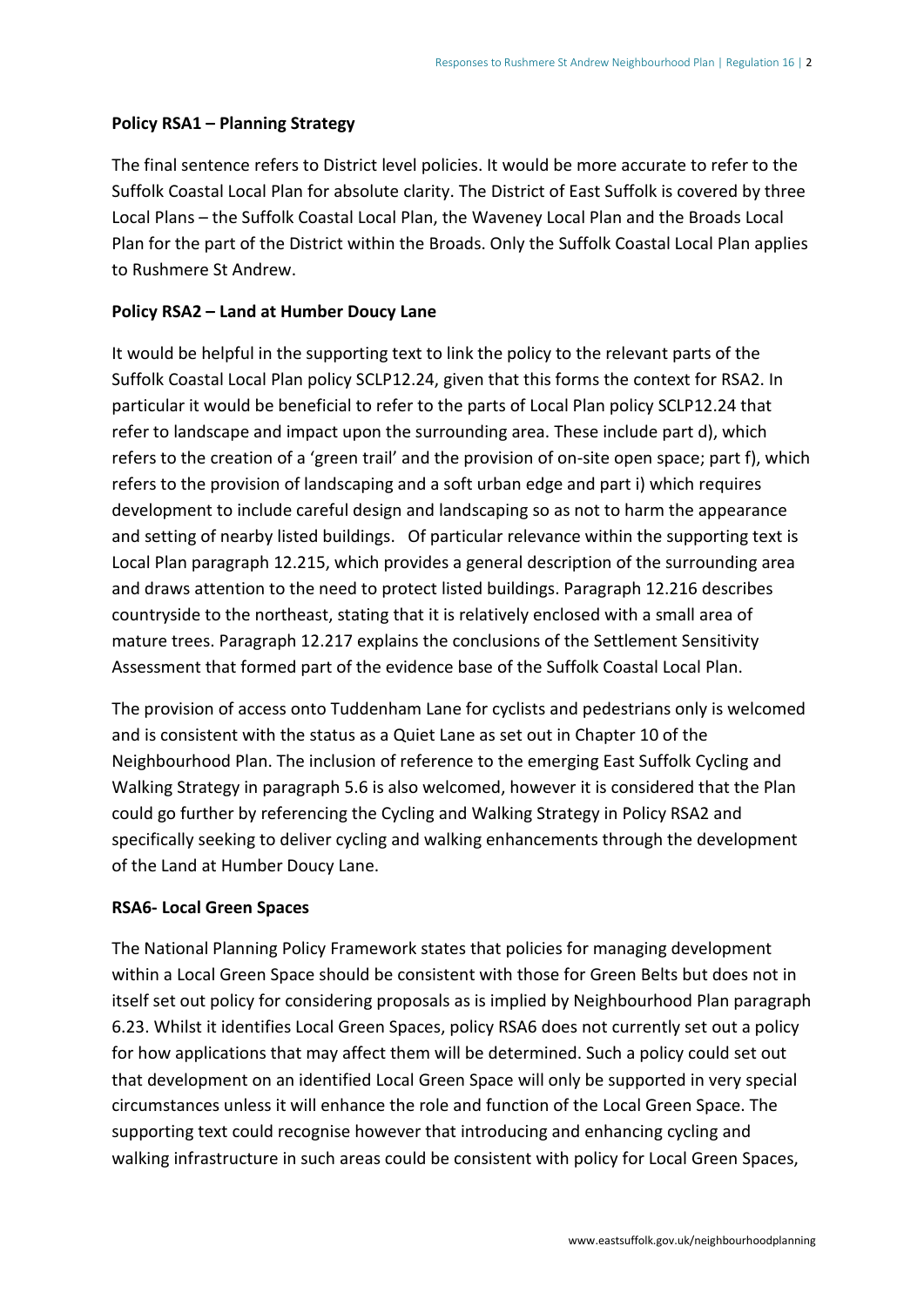**Policy RSA1 – Planning Strategy**

The final sentence refers to District level policies. It would be more accurate to refer to the Suffolk Coastal Local Plan for absolute clarity. The District of East Suffolk is covered by three Local Plans – the Suffolk Coastal Local Plan, the Waveney Local Plan and the Broads Local Plan for the part of the District within the Broads. Only the Suffolk Coastal Local Plan applies to Rushmere St Andrew.

**Policy RSA2 – Land at Humber Doucy Lane**

It would be helpful in the supporting text to link the policy to the relevant parts of the Suffolk Coastal Local Plan policy SCLP12.24, given that this forms the context for RSA2. In particular it would be beneficial to refer to the parts of Local Plan policy SCLP12.24 that refer to landscape and impact upon the surrounding area. These include part d), which refers to the creation of a 'green trail' and the provision of on-site open space; part f), which refers to the provision of landscaping and a soft urban edge and part i) which requires development to include careful design and landscaping so as not to harm the appearance and setting of nearby listed buildings. Of particular relevance within the supporting text is Local Plan paragraph 12.215, which provides a general description of the surrounding area and draws attention to the need to protect listed buildings. Paragraph 12.216 describes countryside to the northeast, stating that it is relatively enclosed with a small area of mature trees. Paragraph 12.217 explains the conclusions of the Settlement Sensitivity Assessment that formed part of the evidence base of the Suffolk Coastal Local Plan.

The provision of access onto Tuddenham Lane for cyclists and pedestrians only is welcomed and is consistent with the status as a Quiet Lane as set out in Chapter 10 of the Neighbourhood Plan. The inclusion of reference to the emerging East Suffolk Cycling and Walking Strategy in paragraph 5.6 is also welcomed, however it is considered that the Plan could go further by referencing the Cycling and Walking Strategy in Policy RSA2 and specifically seeking to deliver cycling and walking enhancements through the development of the Land at Humber Doucy Lane.

**RSA6- Local Green Spaces**

The National Planning Policy Framework states that policies for managing development within a Local Green Space should be consistent with those for Green Belts but does not in itself set out policy for considering proposals as is implied by Neighbourhood Plan paragraph 6.23. Whilst it identifies Local Green Spaces, policy RSA6 does not currently set out a policy for how applications that may affect them will be determined. Such a policy could set out that development on an identified Local Green Space will only be supported in very special circumstances unless it will enhance the role and function of the Local Green Space. The supporting text could recognise however that introducing and enhancing cycling and walking infrastructure in such areas could be consistent with policy for Local Green Spaces,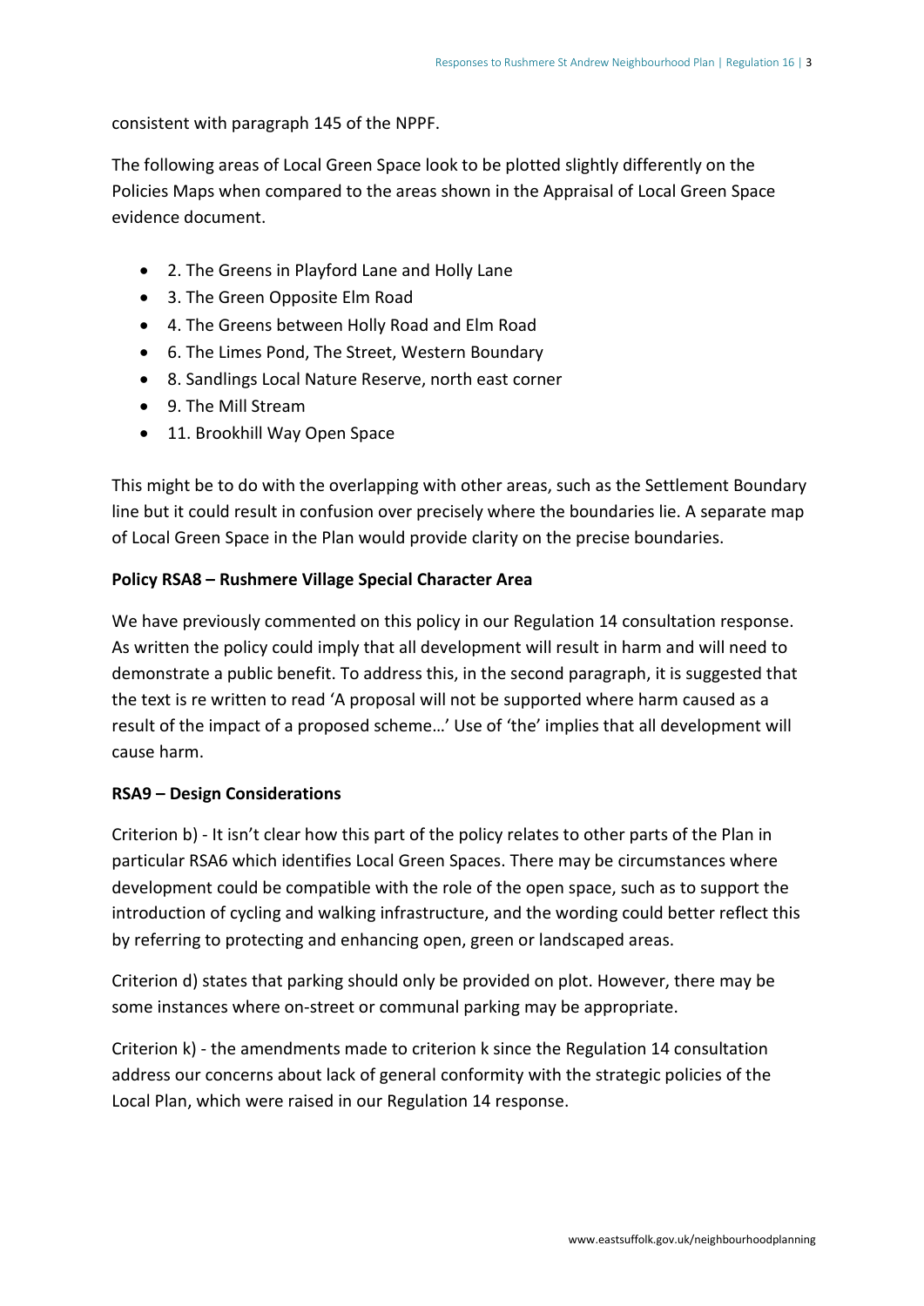consistent with paragraph 145 of the NPPF.

The following areas of Local Green Space look to be plotted slightly differently on the Policies Maps when compared to the areas shown in the Appraisal of Local Green Space evidence document.

- 2. The Greens in Playford Lane and Holly Lane
- 3. The Green Opposite Elm Road
- 4. The Greens between Holly Road and Elm Road
- 6. The Limes Pond, The Street, Western Boundary
- 8. Sandlings Local Nature Reserve, north east corner
- 9. The Mill Stream
- 11. Brookhill Way Open Space

This might be to do with the overlapping with other areas, such as the Settlement Boundary line but it could result in confusion over precisely where the boundaries lie. A separate map of Local Green Space in the Plan would provide clarity on the precise boundaries.

**Policy RSA8 – Rushmere Village Special Character Area**

We have previously commented on this policy in our Regulation 14 consultation response. As written the policy could imply that all development will result in harm and will need to demonstrate a public benefit. To address this, in the second paragraph, it is suggested that the text is re written to read 'A proposal will not be supported where harm caused as a result of the impact of a proposed scheme…' Use of 'the' implies that all development will cause harm.

**RSA9 – Design Considerations**

Criterion b) - It isn't clear how this part of the policy relates to other parts of the Plan in particular RSA6 which identifies Local Green Spaces. There may be circumstances where development could be compatible with the role of the open space, such as to support the introduction of cycling and walking infrastructure, and the wording could better reflect this by referring to protecting and enhancing open, green or landscaped areas.

Criterion d) states that parking should only be provided on plot. However, there may be some instances where on-street or communal parking may be appropriate.

Criterion k) - the amendments made to criterion k since the Regulation 14 consultation address our concerns about lack of general conformity with the strategic policies of the Local Plan, which were raised in our Regulation 14 response.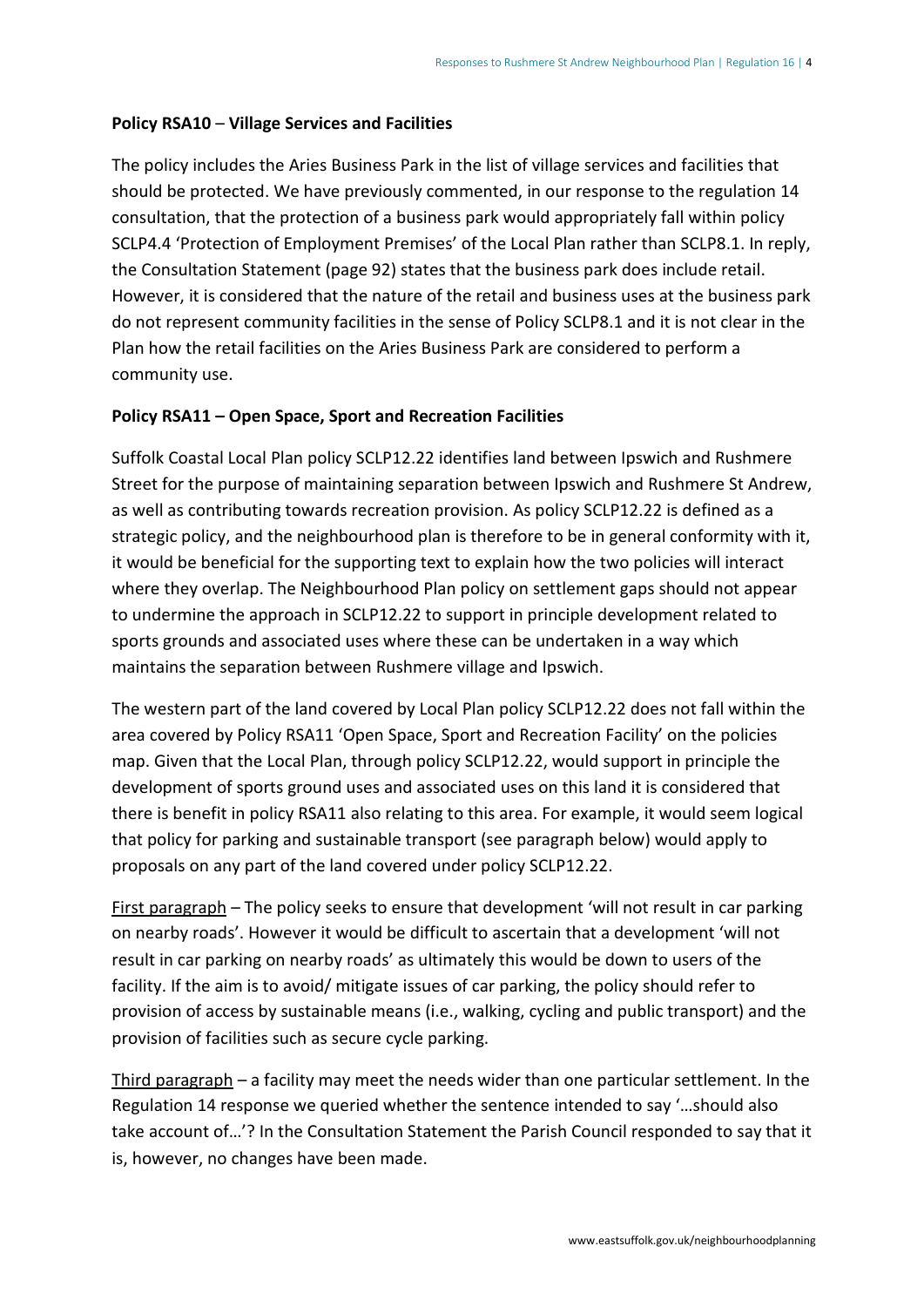**Policy RSA10 – Village Services and Facilities**

The policy includes the Aries Business Park in the list of village services and facilities that should be protected. We have previously commented, in our response to the regulation 14 consultation, that the protection of a business park would appropriately fall within policy SCLP4.4 'Protection of Employment Premises' of the Local Plan rather than SCLP8.1. In reply, the Consultation Statement (page 92) states that the business park does include retail. However, it is considered that the nature of the retail and business uses at the business park do not represent community facilities in the sense of Policy SCLP8.1 and it is not clear in the Plan how the retail facilities on the Aries Business Park are considered to perform a community use.

**Policy RSA11 – Open Space, Sport and Recreation Facilities**

Suffolk Coastal Local Plan policy SCLP12.22 identifies land between Ipswich and Rushmere Street for the purpose of maintaining separation between Ipswich and Rushmere St Andrew, as well as contributing towards recreation provision. As policy SCLP12.22 is defined as a strategic policy, and the neighbourhood plan is therefore to be in general conformity with it, it would be beneficial for the supporting text to explain how the two policies will interact where they overlap. The Neighbourhood Plan policy on settlement gaps should not appear to undermine the approach in SCLP12.22 to support in principle development related to sports grounds and associated uses where these can be undertaken in a way which maintains the separation between Rushmere village and Ipswich.

The western part of the land covered by Local Plan policy SCLP12.22 does not fall within the area covered by Policy RSA11 'Open Space, Sport and Recreation Facility' on the policies map. Given that the Local Plan, through policy SCLP12.22, would support in principle the development of sports ground uses and associated uses on this land it is considered that there is benefit in policy RSA11 also relating to this area. For example, it would seem logical that policy for parking and sustainable transport (see paragraph below) would apply to proposals on any part of the land covered under policy SCLP12.22.

First paragraph – The policy seeks to ensure that development 'will not result in car parking on nearby roads'. However it would be difficult to ascertain that a development 'will not result in car parking on nearby roads' as ultimately this would be down to users of the facility. If the aim is to avoid/ mitigate issues of car parking, the policy should refer to provision of access by sustainable means (i.e., walking, cycling and public transport) and the provision of facilities such as secure cycle parking.

Third paragraph – a facility may meet the needs wider than one particular settlement. In the Regulation 14 response we queried whether the sentence intended to say '…should also take account of…'? In the Consultation Statement the Parish Council responded to say that it is, however, no changes have been made.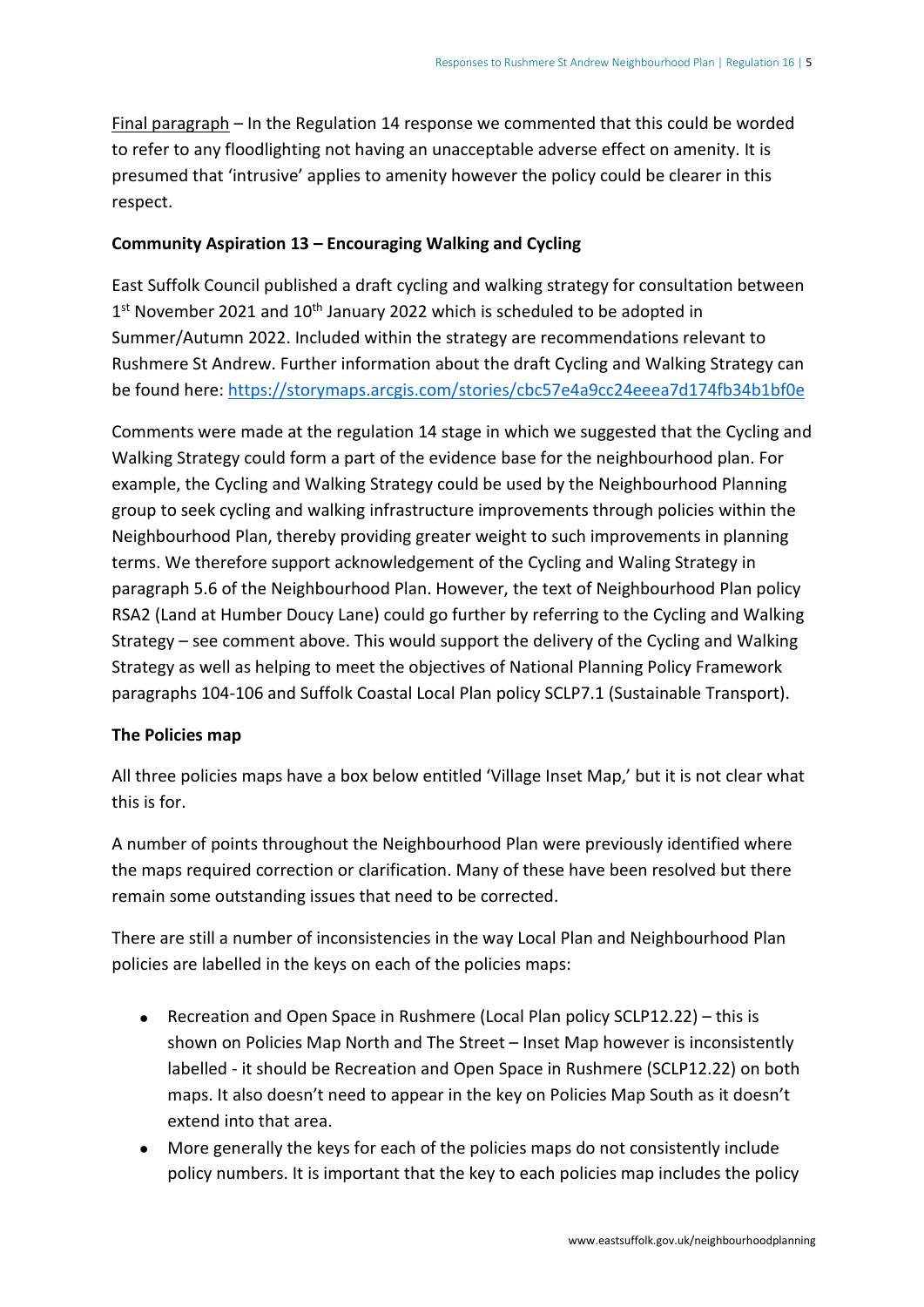Final paragraph – In the Regulation 14 response we commented that this could be worded to refer to any floodlighting not having an unacceptable adverse effect on amenity. It is presumed that 'intrusive' applies to amenity however the policy could be clearer in this respect.

**Community Aspiration 13 – Encouraging Walking and Cycling**

East Suffolk Council published a draft cycling and walking strategy for consultation between 1st November 2021 and 10th January 2022 which is scheduled to be adopted in Summer/Autumn 2022. Included within the strategy are recommendations relevant to Rushmere St Andrew. Further information about the draft Cycling and Walking Strategy can be found here: https://storymaps.arcgis.com/stories/cbc57e4a9cc24eeea7d174fb34b1bf0e

Comments were made at the regulation 14 stage in which we suggested that the Cycling and Walking Strategy could form a part of the evidence base for the neighbourhood plan. For example, the Cycling and Walking Strategy could be used by the Neighbourhood Planning group to seek cycling and walking infrastructure improvements through policies within the Neighbourhood Plan, thereby providing greater weight to such improvements in planning terms. We therefore support acknowledgement of the Cycling and Waling Strategy in paragraph 5.6 of the Neighbourhood Plan. However, the text of Neighbourhood Plan policy RSA2 (Land at Humber Doucy Lane) could go further by referring to the Cycling and Walking Strategy – see comment above. This would support the delivery of the Cycling and Walking Strategy as well as helping to meet the objectives of National Planning Policy Framework paragraphs 104-106 and Suffolk Coastal Local Plan policy SCLP7.1 (Sustainable Transport).

**The Policies map**

All three policies maps have a box below entitled 'Village Inset Map,' but it is not clear what this is for.

A number of points throughout the Neighbourhood Plan were previously identified where the maps required correction or clarification. Many of these have been resolved but there remain some outstanding issues that need to be corrected.

There are still a number of inconsistencies in the way Local Plan and Neighbourhood Plan policies are labelled in the keys on each of the policies maps:

- Recreation and Open Space in Rushmere (Local Plan policy SCLP12.22) – this is shown on Policies Map North and The Street – Inset Map however is inconsistently labelled - it should be Recreation and Open Space in Rushmere (SCLP12.22) on both maps. It also doesn't need to appear in the key on Policies Map South as it doesn't extend into that area.
- More generally the keys for each of the policies maps do not consistently include policy numbers. It is important that the key to each policies map includes the policy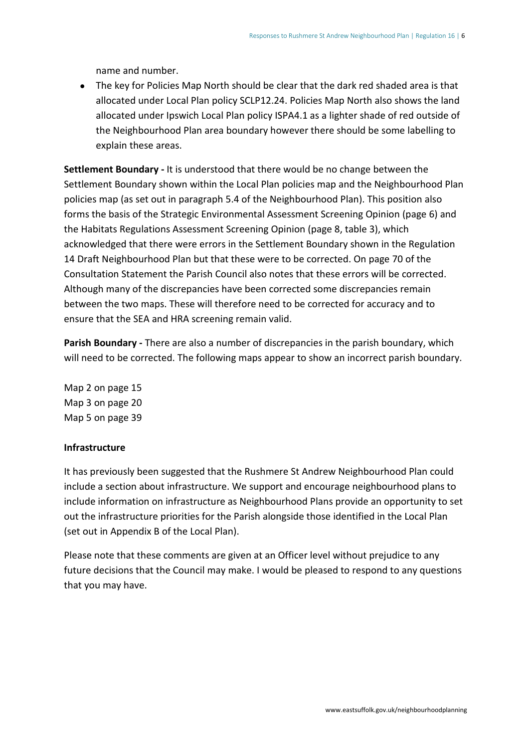name and number.

- The key for Policies Map North should be clear that the dark red shaded area is that allocated under Local Plan policy SCLP12.24. Policies Map North also shows the land allocated under Ipswich Local Plan policy ISPA4.1 as a lighter shade of red outside of the Neighbourhood Plan area boundary however there should be some labelling to explain these areas.

**Settlement Boundary -** It is understood that there would be no change between the Settlement Boundary shown within the Local Plan policies map and the Neighbourhood Plan policies map (as set out in paragraph 5.4 of the Neighbourhood Plan). This position also forms the basis of the Strategic Environmental Assessment Screening Opinion (page 6) and the Habitats Regulations Assessment Screening Opinion (page 8, table 3), which acknowledged that there were errors in the Settlement Boundary shown in the Regulation 14 Draft Neighbourhood Plan but that these were to be corrected. On page 70 of the Consultation Statement the Parish Council also notes that these errors will be corrected. Although many of the discrepancies have been corrected some discrepancies remain between the two maps. These will therefore need to be corrected for accuracy and to ensure that the SEA and HRA screening remain valid.

**Parish Boundary -** There are also a number of discrepancies in the parish boundary, which will need to be corrected. The following maps appear to show an incorrect parish boundary.

Map 2 on page 15
Map 3 on page 20
Map 5 on page 39

**Infrastructure**

It has previously been suggested that the Rushmere St Andrew Neighbourhood Plan could include a section about infrastructure. We support and encourage neighbourhood plans to include information on infrastructure as Neighbourhood Plans provide an opportunity to set out the infrastructure priorities for the Parish alongside those identified in the Local Plan (set out in Appendix B of the Local Plan).

Please note that these comments are given at an Officer level without prejudice to any future decisions that the Council may make. I would be pleased to respond to any questions that you may have.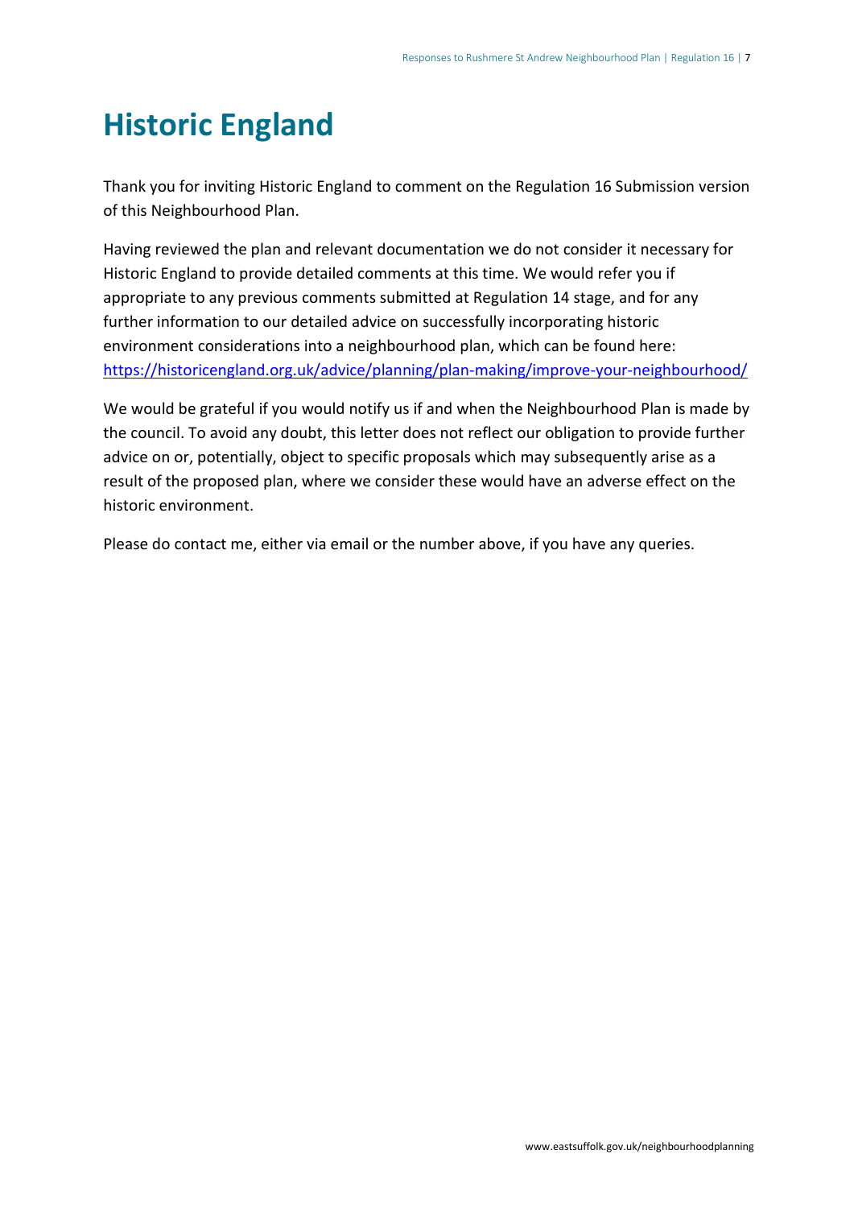# Historic England

Thank you for inviting Historic England to comment on the Regulation 16 Submission version of this Neighbourhood Plan.

Having reviewed the plan and relevant documentation we do not consider it necessary for Historic England to provide detailed comments at this time. We would refer you if appropriate to any previous comments submitted at Regulation 14 stage, and for any further information to our detailed advice on successfully incorporating historic environment considerations into a neighbourhood plan, which can be found here: [https://historicengland.org.uk/advice/planning/plan-making/improve-your-neighbourhood/](https://historicengland.org.uk/advice/planning/plan-making/improve-your-neighbourhood/)

We would be grateful if you would notify us if and when the Neighbourhood Plan is made by the council. To avoid any doubt, this letter does not reflect our obligation to provide further advice on or, potentially, object to specific proposals which may subsequently arise as a result of the proposed plan, where we consider these would have an adverse effect on the historic environment.

Please do contact me, either via email or the number above, if you have any queries.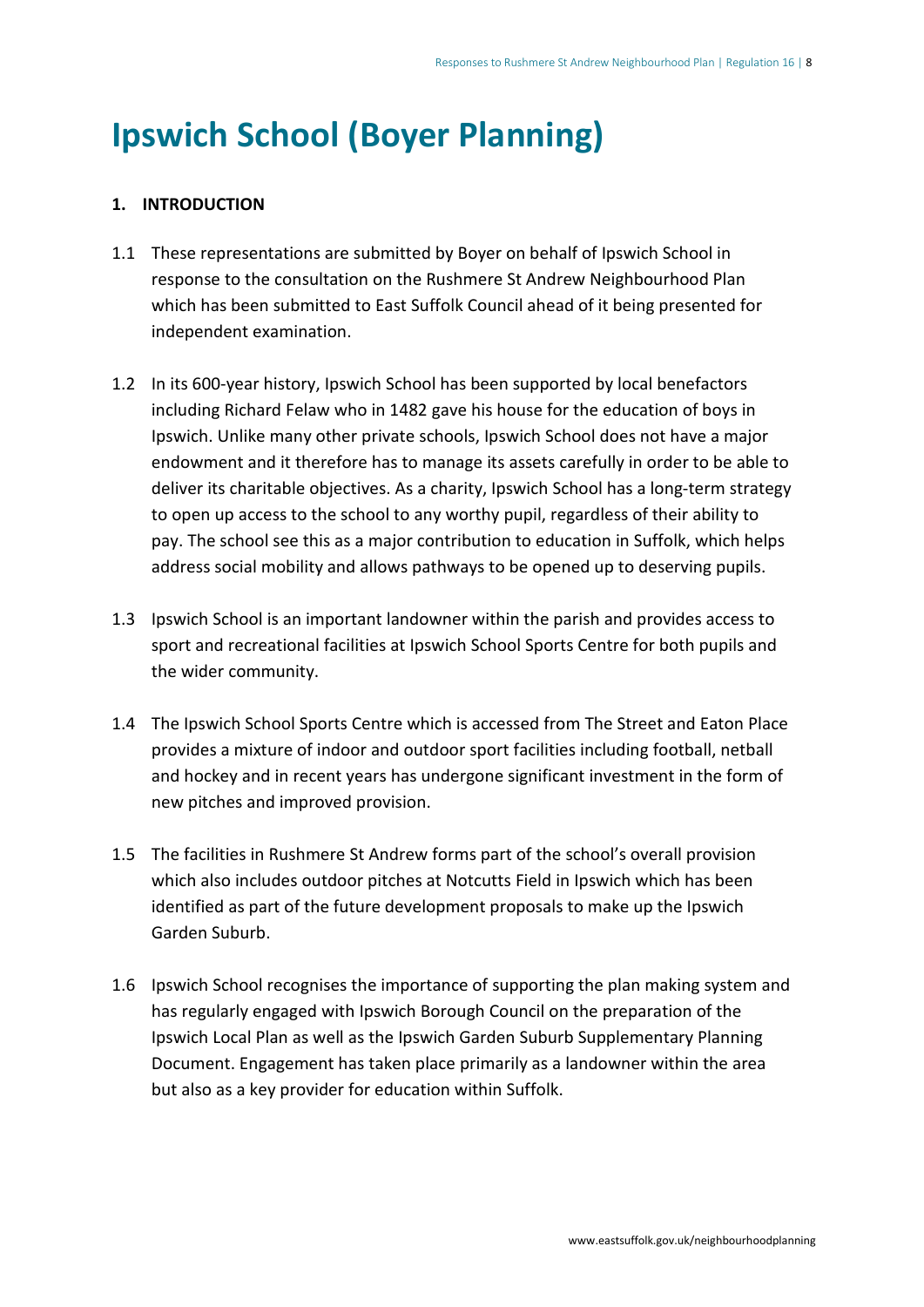# Ipswich School (Boyer Planning)

**1. INTRODUCTION**

1.1 These representations are submitted by Boyer on behalf of Ipswich School in response to the consultation on the Rushmere St Andrew Neighbourhood Plan which has been submitted to East Suffolk Council ahead of it being presented for independent examination.

1.2 In its 600-year history, Ipswich School has been supported by local benefactors including Richard Felaw who in 1482 gave his house for the education of boys in Ipswich. Unlike many other private schools, Ipswich School does not have a major endowment and it therefore has to manage its assets carefully in order to be able to deliver its charitable objectives. As a charity, Ipswich School has a long-term strategy to open up access to the school to any worthy pupil, regardless of their ability to pay. The school see this as a major contribution to education in Suffolk, which helps address social mobility and allows pathways to be opened up to deserving pupils.

1.3 Ipswich School is an important landowner within the parish and provides access to sport and recreational facilities at Ipswich School Sports Centre for both pupils and the wider community.

1.4 The Ipswich School Sports Centre which is accessed from The Street and Eaton Place provides a mixture of indoor and outdoor sport facilities including football, netball and hockey and in recent years has undergone significant investment in the form of new pitches and improved provision.

1.5 The facilities in Rushmere St Andrew forms part of the school's overall provision which also includes outdoor pitches at Notcutts Field in Ipswich which has been identified as part of the future development proposals to make up the Ipswich Garden Suburb.

1.6 Ipswich School recognises the importance of supporting the plan making system and has regularly engaged with Ipswich Borough Council on the preparation of the Ipswich Local Plan as well as the Ipswich Garden Suburb Supplementary Planning Document. Engagement has taken place primarily as a landowner within the area but also as a key provider for education within Suffolk.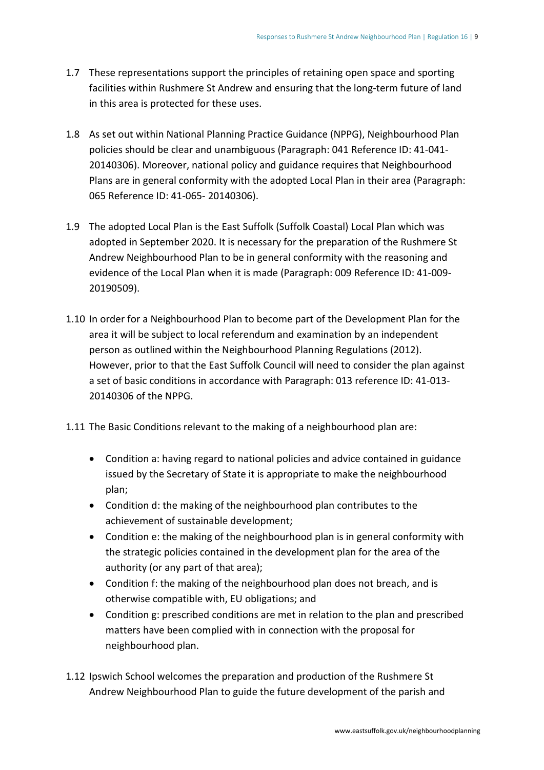1.7 These representations support the principles of retaining open space and sporting facilities within Rushmere St Andrew and ensuring that the long-term future of land in this area is protected for these uses.

1.8 As set out within National Planning Practice Guidance (NPPG), Neighbourhood Plan policies should be clear and unambiguous (Paragraph: 041 Reference ID: 41-041-20140306). Moreover, national policy and guidance requires that Neighbourhood Plans are in general conformity with the adopted Local Plan in their area (Paragraph: 065 Reference ID: 41-065- 20140306).

1.9 The adopted Local Plan is the East Suffolk (Suffolk Coastal) Local Plan which was adopted in September 2020. It is necessary for the preparation of the Rushmere St Andrew Neighbourhood Plan to be in general conformity with the reasoning and evidence of the Local Plan when it is made (Paragraph: 009 Reference ID: 41-009-20190509).

1.10 In order for a Neighbourhood Plan to become part of the Development Plan for the area it will be subject to local referendum and examination by an independent person as outlined within the Neighbourhood Planning Regulations (2012). However, prior to that the East Suffolk Council will need to consider the plan against a set of basic conditions in accordance with Paragraph: 013 reference ID: 41-013-20140306 of the NPPG.

1.11 The Basic Conditions relevant to the making of a neighbourhood plan are:

- Condition a: having regard to national policies and advice contained in guidance issued by the Secretary of State it is appropriate to make the neighbourhood plan;
- Condition d: the making of the neighbourhood plan contributes to the achievement of sustainable development;
- Condition e: the making of the neighbourhood plan is in general conformity with the strategic policies contained in the development plan for the area of the authority (or any part of that area);
- Condition f: the making of the neighbourhood plan does not breach, and is otherwise compatible with, EU obligations; and
- Condition g: prescribed conditions are met in relation to the plan and prescribed matters have been complied with in connection with the proposal for neighbourhood plan.

1.12 Ipswich School welcomes the preparation and production of the Rushmere St Andrew Neighbourhood Plan to guide the future development of the parish and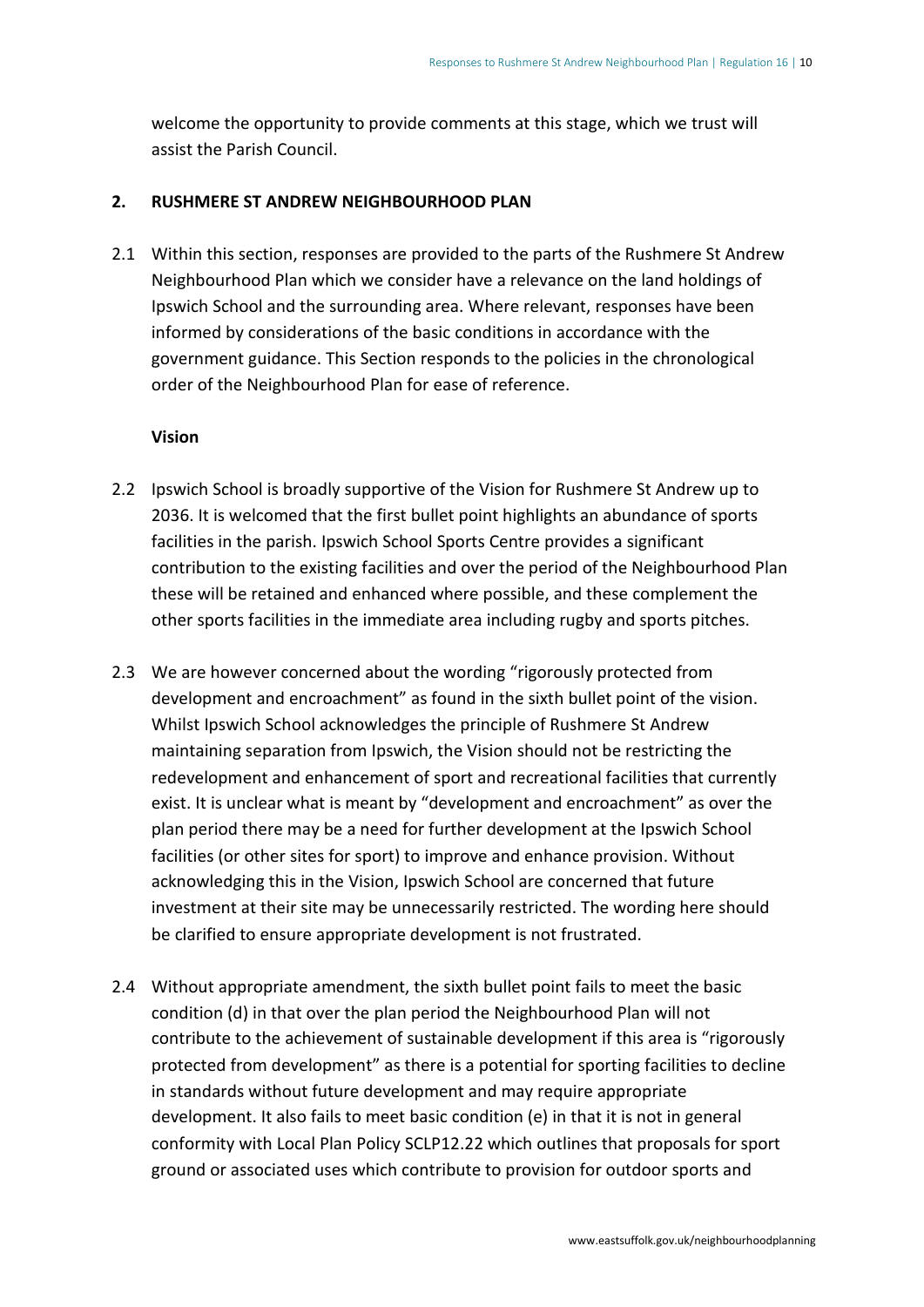welcome the opportunity to provide comments at this stage, which we trust will assist the Parish Council.

## 2. RUSHMERE ST ANDREW NEIGHBOURHOOD PLAN

2.1 Within this section, responses are provided to the parts of the Rushmere St Andrew Neighbourhood Plan which we consider have a relevance on the land holdings of Ipswich School and the surrounding area. Where relevant, responses have been informed by considerations of the basic conditions in accordance with the government guidance. This Section responds to the policies in the chronological order of the Neighbourhood Plan for ease of reference.

**Vision**

2.2 Ipswich School is broadly supportive of the Vision for Rushmere St Andrew up to 2036. It is welcomed that the first bullet point highlights an abundance of sports facilities in the parish. Ipswich School Sports Centre provides a significant contribution to the existing facilities and over the period of the Neighbourhood Plan these will be retained and enhanced where possible, and these complement the other sports facilities in the immediate area including rugby and sports pitches.

2.3 We are however concerned about the wording "rigorously protected from development and encroachment" as found in the sixth bullet point of the vision. Whilst Ipswich School acknowledges the principle of Rushmere St Andrew maintaining separation from Ipswich, the Vision should not be restricting the redevelopment and enhancement of sport and recreational facilities that currently exist. It is unclear what is meant by "development and encroachment" as over the plan period there may be a need for further development at the Ipswich School facilities (or other sites for sport) to improve and enhance provision. Without acknowledging this in the Vision, Ipswich School are concerned that future investment at their site may be unnecessarily restricted. The wording here should be clarified to ensure appropriate development is not frustrated.

2.4 Without appropriate amendment, the sixth bullet point fails to meet the basic condition (d) in that over the plan period the Neighbourhood Plan will not contribute to the achievement of sustainable development if this area is "rigorously protected from development" as there is a potential for sporting facilities to decline in standards without future development and may require appropriate development. It also fails to meet basic condition (e) in that it is not in general conformity with Local Plan Policy SCLP12.22 which outlines that proposals for sport ground or associated uses which contribute to provision for outdoor sports and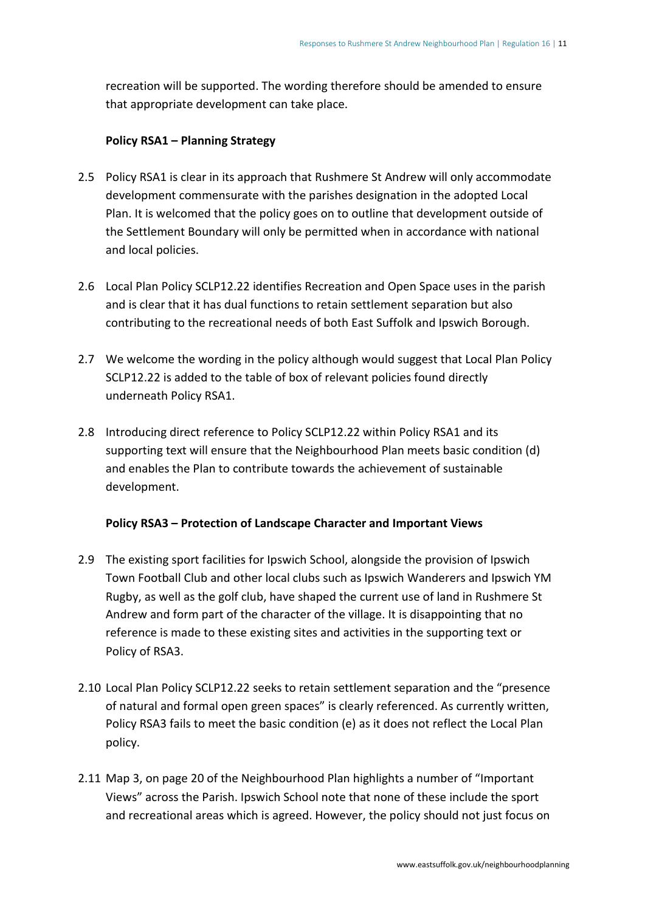recreation will be supported. The wording therefore should be amended to ensure that appropriate development can take place.

**Policy RSA1 – Planning Strategy**

2.5 Policy RSA1 is clear in its approach that Rushmere St Andrew will only accommodate development commensurate with the parishes designation in the adopted Local Plan. It is welcomed that the policy goes on to outline that development outside of the Settlement Boundary will only be permitted when in accordance with national and local policies.

2.6 Local Plan Policy SCLP12.22 identifies Recreation and Open Space uses in the parish and is clear that it has dual functions to retain settlement separation but also contributing to the recreational needs of both East Suffolk and Ipswich Borough.

2.7 We welcome the wording in the policy although would suggest that Local Plan Policy SCLP12.22 is added to the table of box of relevant policies found directly underneath Policy RSA1.

2.8 Introducing direct reference to Policy SCLP12.22 within Policy RSA1 and its supporting text will ensure that the Neighbourhood Plan meets basic condition (d) and enables the Plan to contribute towards the achievement of sustainable development.

**Policy RSA3 – Protection of Landscape Character and Important Views**

2.9 The existing sport facilities for Ipswich School, alongside the provision of Ipswich Town Football Club and other local clubs such as Ipswich Wanderers and Ipswich YM Rugby, as well as the golf club, have shaped the current use of land in Rushmere St Andrew and form part of the character of the village. It is disappointing that no reference is made to these existing sites and activities in the supporting text or Policy of RSA3.

2.10 Local Plan Policy SCLP12.22 seeks to retain settlement separation and the "presence of natural and formal open green spaces" is clearly referenced. As currently written, Policy RSA3 fails to meet the basic condition (e) as it does not reflect the Local Plan policy.

2.11 Map 3, on page 20 of the Neighbourhood Plan highlights a number of "Important Views" across the Parish. Ipswich School note that none of these include the sport and recreational areas which is agreed. However, the policy should not just focus on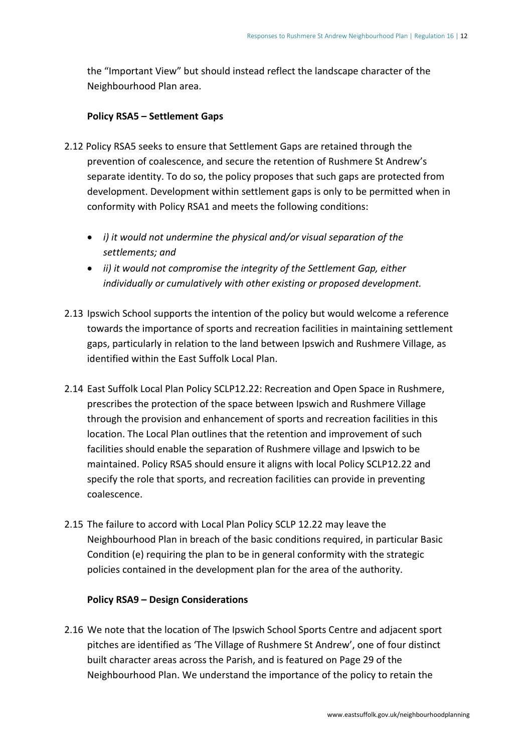the "Important View" but should instead reflect the landscape character of the Neighbourhood Plan area.

**Policy RSA5 – Settlement Gaps**

2.12 Policy RSA5 seeks to ensure that Settlement Gaps are retained through the prevention of coalescence, and secure the retention of Rushmere St Andrew's separate identity. To do so, the policy proposes that such gaps are protected from development. Development within settlement gaps is only to be permitted when in conformity with Policy RSA1 and meets the following conditions:

- *i) it would not undermine the physical and/or visual separation of the settlements; and*
- *ii) it would not compromise the integrity of the Settlement Gap, either individually or cumulatively with other existing or proposed development.*

2.13 Ipswich School supports the intention of the policy but would welcome a reference towards the importance of sports and recreation facilities in maintaining settlement gaps, particularly in relation to the land between Ipswich and Rushmere Village, as identified within the East Suffolk Local Plan.

2.14 East Suffolk Local Plan Policy SCLP12.22: Recreation and Open Space in Rushmere, prescribes the protection of the space between Ipswich and Rushmere Village through the provision and enhancement of sports and recreation facilities in this location. The Local Plan outlines that the retention and improvement of such facilities should enable the separation of Rushmere village and Ipswich to be maintained. Policy RSA5 should ensure it aligns with local Policy SCLP12.22 and specify the role that sports, and recreation facilities can provide in preventing coalescence.

2.15 The failure to accord with Local Plan Policy SCLP 12.22 may leave the Neighbourhood Plan in breach of the basic conditions required, in particular Basic Condition (e) requiring the plan to be in general conformity with the strategic policies contained in the development plan for the area of the authority.

**Policy RSA9 – Design Considerations**

2.16 We note that the location of The Ipswich School Sports Centre and adjacent sport pitches are identified as 'The Village of Rushmere St Andrew', one of four distinct built character areas across the Parish, and is featured on Page 29 of the Neighbourhood Plan. We understand the importance of the policy to retain the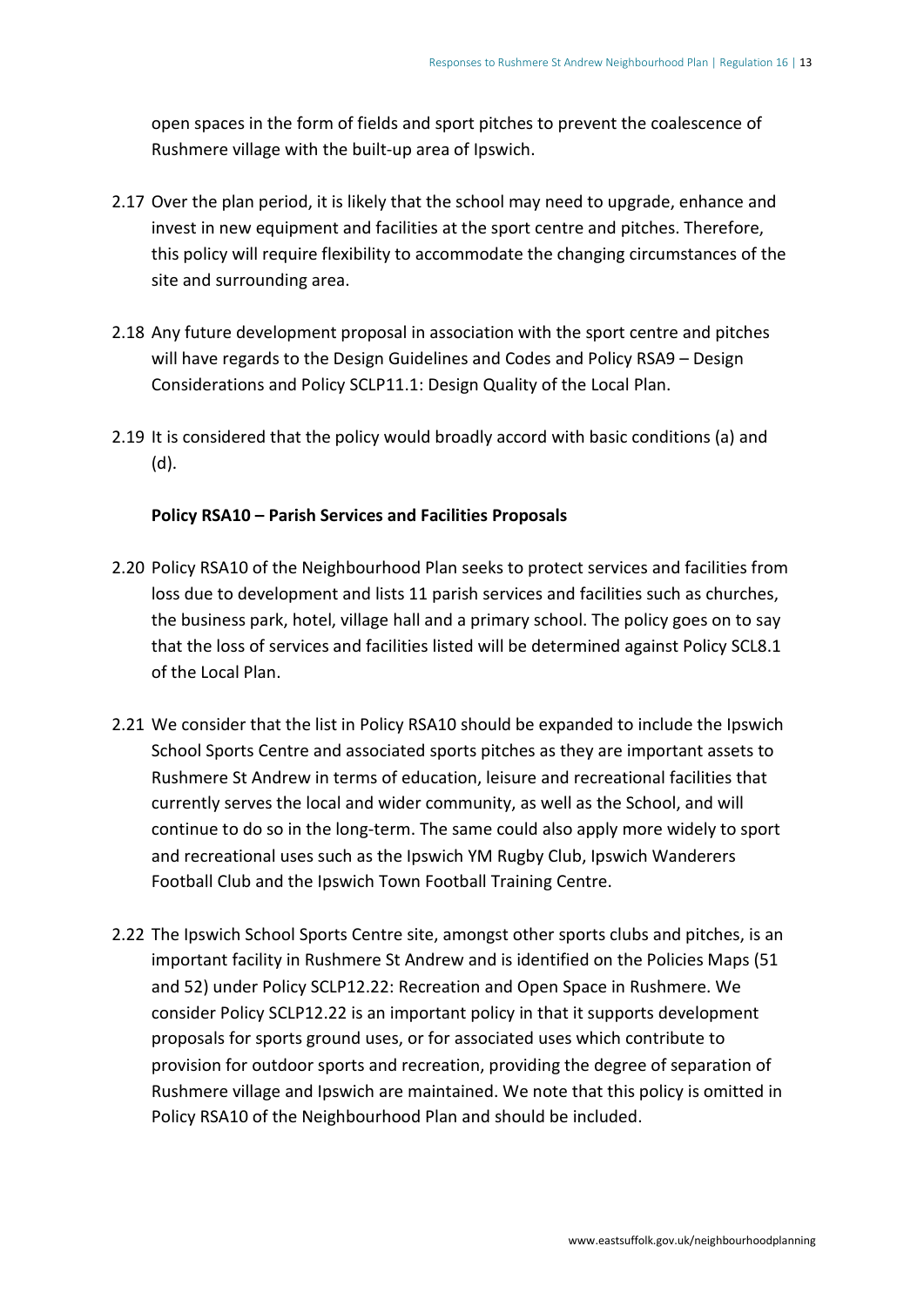open spaces in the form of fields and sport pitches to prevent the coalescence of Rushmere village with the built-up area of Ipswich.

2.17 Over the plan period, it is likely that the school may need to upgrade, enhance and invest in new equipment and facilities at the sport centre and pitches. Therefore, this policy will require flexibility to accommodate the changing circumstances of the site and surrounding area.

2.18 Any future development proposal in association with the sport centre and pitches will have regards to the Design Guidelines and Codes and Policy RSA9 – Design Considerations and Policy SCLP11.1: Design Quality of the Local Plan.

2.19 It is considered that the policy would broadly accord with basic conditions (a) and (d).

**Policy RSA10 – Parish Services and Facilities Proposals**

2.20 Policy RSA10 of the Neighbourhood Plan seeks to protect services and facilities from loss due to development and lists 11 parish services and facilities such as churches, the business park, hotel, village hall and a primary school. The policy goes on to say that the loss of services and facilities listed will be determined against Policy SCL8.1 of the Local Plan.

2.21 We consider that the list in Policy RSA10 should be expanded to include the Ipswich School Sports Centre and associated sports pitches as they are important assets to Rushmere St Andrew in terms of education, leisure and recreational facilities that currently serves the local and wider community, as well as the School, and will continue to do so in the long-term. The same could also apply more widely to sport and recreational uses such as the Ipswich YM Rugby Club, Ipswich Wanderers Football Club and the Ipswich Town Football Training Centre.

2.22 The Ipswich School Sports Centre site, amongst other sports clubs and pitches, is an important facility in Rushmere St Andrew and is identified on the Policies Maps (51 and 52) under Policy SCLP12.22: Recreation and Open Space in Rushmere. We consider Policy SCLP12.22 is an important policy in that it supports development proposals for sports ground uses, or for associated uses which contribute to provision for outdoor sports and recreation, providing the degree of separation of Rushmere village and Ipswich are maintained. We note that this policy is omitted in Policy RSA10 of the Neighbourhood Plan and should be included.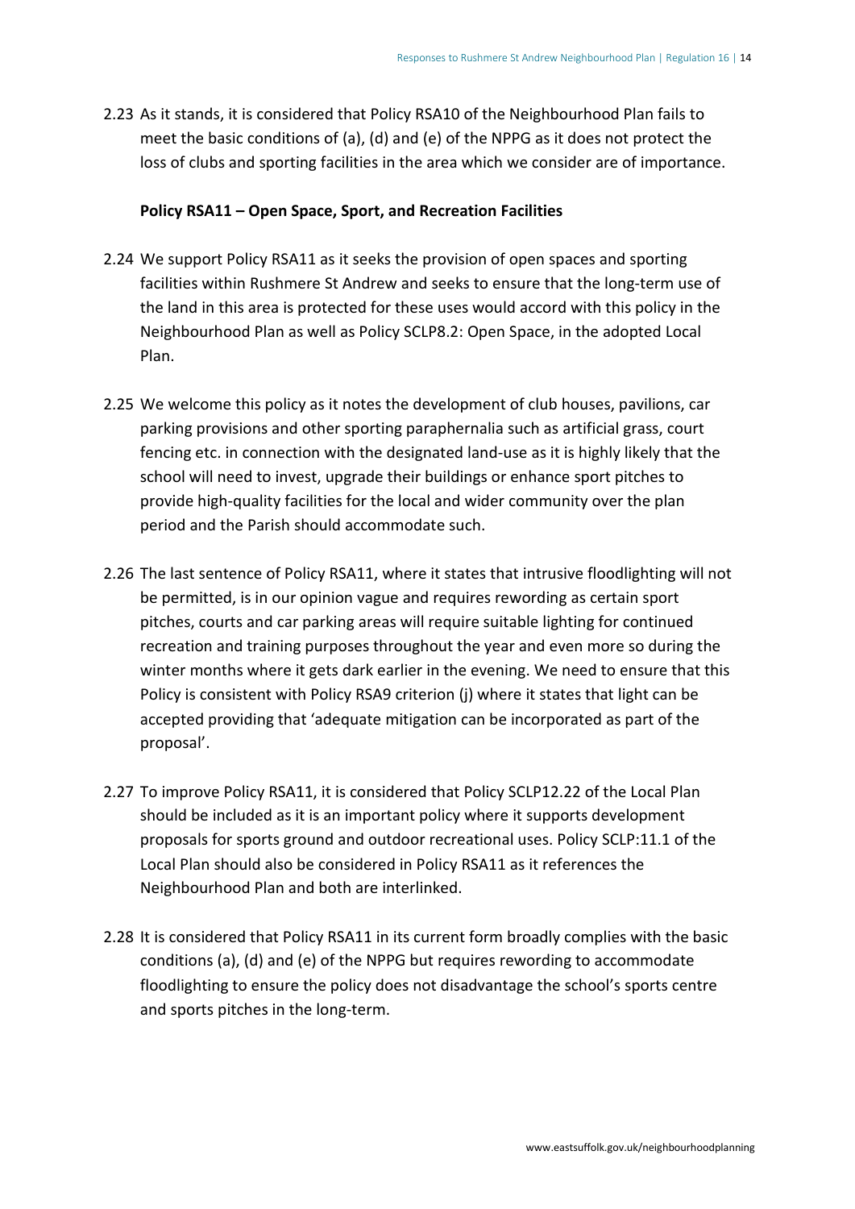2.23 As it stands, it is considered that Policy RSA10 of the Neighbourhood Plan fails to meet the basic conditions of (a), (d) and (e) of the NPPG as it does not protect the loss of clubs and sporting facilities in the area which we consider are of importance.

**Policy RSA11 – Open Space, Sport, and Recreation Facilities**

2.24 We support Policy RSA11 as it seeks the provision of open spaces and sporting facilities within Rushmere St Andrew and seeks to ensure that the long-term use of the land in this area is protected for these uses would accord with this policy in the Neighbourhood Plan as well as Policy SCLP8.2: Open Space, in the adopted Local Plan.

2.25 We welcome this policy as it notes the development of club houses, pavilions, car parking provisions and other sporting paraphernalia such as artificial grass, court fencing etc. in connection with the designated land-use as it is highly likely that the school will need to invest, upgrade their buildings or enhance sport pitches to provide high-quality facilities for the local and wider community over the plan period and the Parish should accommodate such.

2.26 The last sentence of Policy RSA11, where it states that intrusive floodlighting will not be permitted, is in our opinion vague and requires rewording as certain sport pitches, courts and car parking areas will require suitable lighting for continued recreation and training purposes throughout the year and even more so during the winter months where it gets dark earlier in the evening. We need to ensure that this Policy is consistent with Policy RSA9 criterion (j) where it states that light can be accepted providing that 'adequate mitigation can be incorporated as part of the proposal'.

2.27 To improve Policy RSA11, it is considered that Policy SCLP12.22 of the Local Plan should be included as it is an important policy where it supports development proposals for sports ground and outdoor recreational uses. Policy SCLP:11.1 of the Local Plan should also be considered in Policy RSA11 as it references the Neighbourhood Plan and both are interlinked.

2.28 It is considered that Policy RSA11 in its current form broadly complies with the basic conditions (a), (d) and (e) of the NPPG but requires rewording to accommodate floodlighting to ensure the policy does not disadvantage the school's sports centre and sports pitches in the long-term.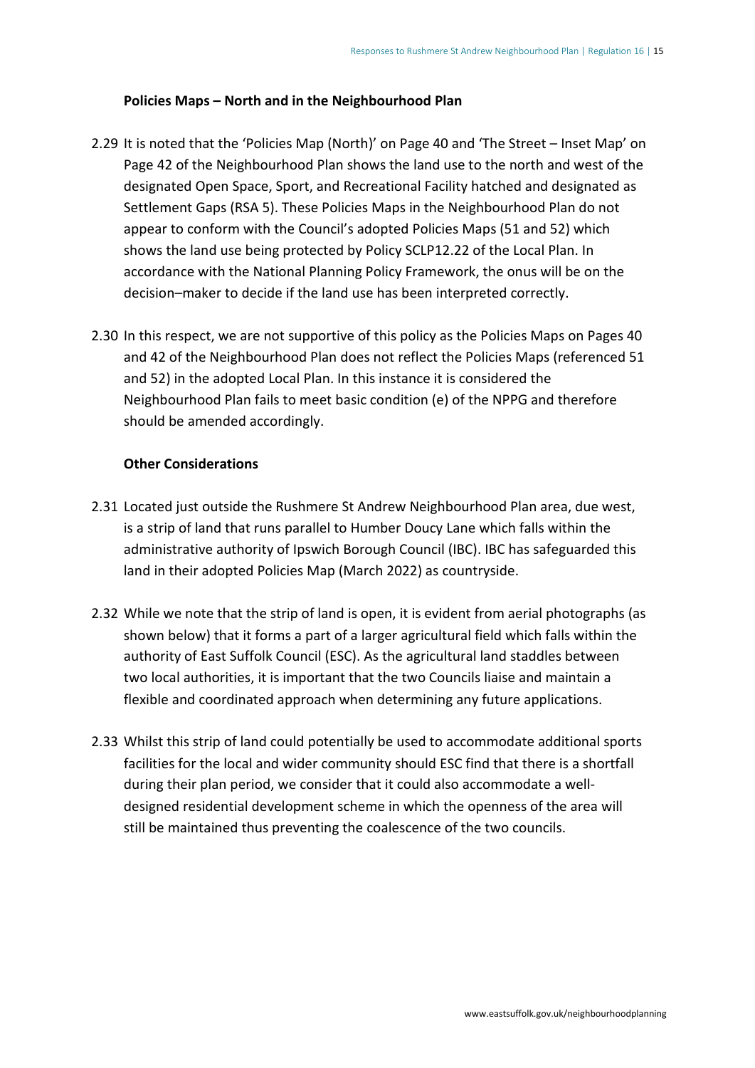### Policies Maps – North and in the Neighbourhood Plan

2.29 It is noted that the 'Policies Map (North)' on Page 40 and 'The Street – Inset Map' on Page 42 of the Neighbourhood Plan shows the land use to the north and west of the designated Open Space, Sport, and Recreational Facility hatched and designated as Settlement Gaps (RSA 5). These Policies Maps in the Neighbourhood Plan do not appear to conform with the Council's adopted Policies Maps (51 and 52) which shows the land use being protected by Policy SCLP12.22 of the Local Plan. In accordance with the National Planning Policy Framework, the onus will be on the decision–maker to decide if the land use has been interpreted correctly.

2.30 In this respect, we are not supportive of this policy as the Policies Maps on Pages 40 and 42 of the Neighbourhood Plan does not reflect the Policies Maps (referenced 51 and 52) in the adopted Local Plan. In this instance it is considered the Neighbourhood Plan fails to meet basic condition (e) of the NPPG and therefore should be amended accordingly.

### Other Considerations

2.31 Located just outside the Rushmere St Andrew Neighbourhood Plan area, due west, is a strip of land that runs parallel to Humber Doucy Lane which falls within the administrative authority of Ipswich Borough Council (IBC). IBC has safeguarded this land in their adopted Policies Map (March 2022) as countryside.

2.32 While we note that the strip of land is open, it is evident from aerial photographs (as shown below) that it forms a part of a larger agricultural field which falls within the authority of East Suffolk Council (ESC). As the agricultural land staddles between two local authorities, it is important that the two Councils liaise and maintain a flexible and coordinated approach when determining any future applications.

2.33 Whilst this strip of land could potentially be used to accommodate additional sports facilities for the local and wider community should ESC find that there is a shortfall during their plan period, we consider that it could also accommodate a well-designed residential development scheme in which the openness of the area will still be maintained thus preventing the coalescence of the two councils.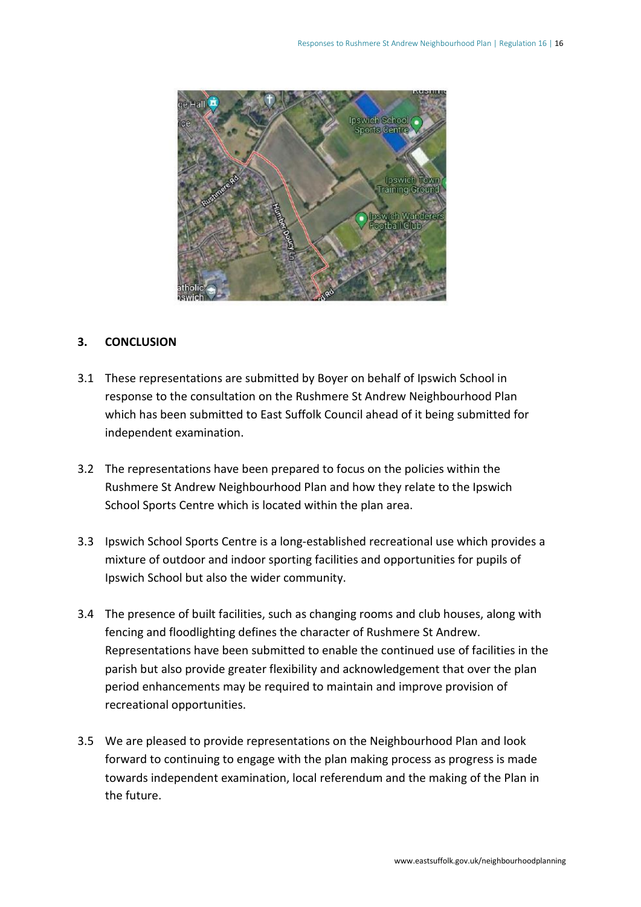## 3. CONCLUSION

3.1 These representations are submitted by Boyer on behalf of Ipswich School in response to the consultation on the Rushmere St Andrew Neighbourhood Plan which has been submitted to East Suffolk Council ahead of it being submitted for independent examination.

3.2 The representations have been prepared to focus on the policies within the Rushmere St Andrew Neighbourhood Plan and how they relate to the Ipswich School Sports Centre which is located within the plan area.

3.3 Ipswich School Sports Centre is a long-established recreational use which provides a mixture of outdoor and indoor sporting facilities and opportunities for pupils of Ipswich School but also the wider community.

3.4 The presence of built facilities, such as changing rooms and club houses, along with fencing and floodlighting defines the character of Rushmere St Andrew. Representations have been submitted to enable the continued use of facilities in the parish but also provide greater flexibility and acknowledgement that over the plan period enhancements may be required to maintain and improve provision of recreational opportunities.

3.5 We are pleased to provide representations on the Neighbourhood Plan and look forward to continuing to engage with the plan making process as progress is made towards independent examination, local referendum and the making of the Plan in the future.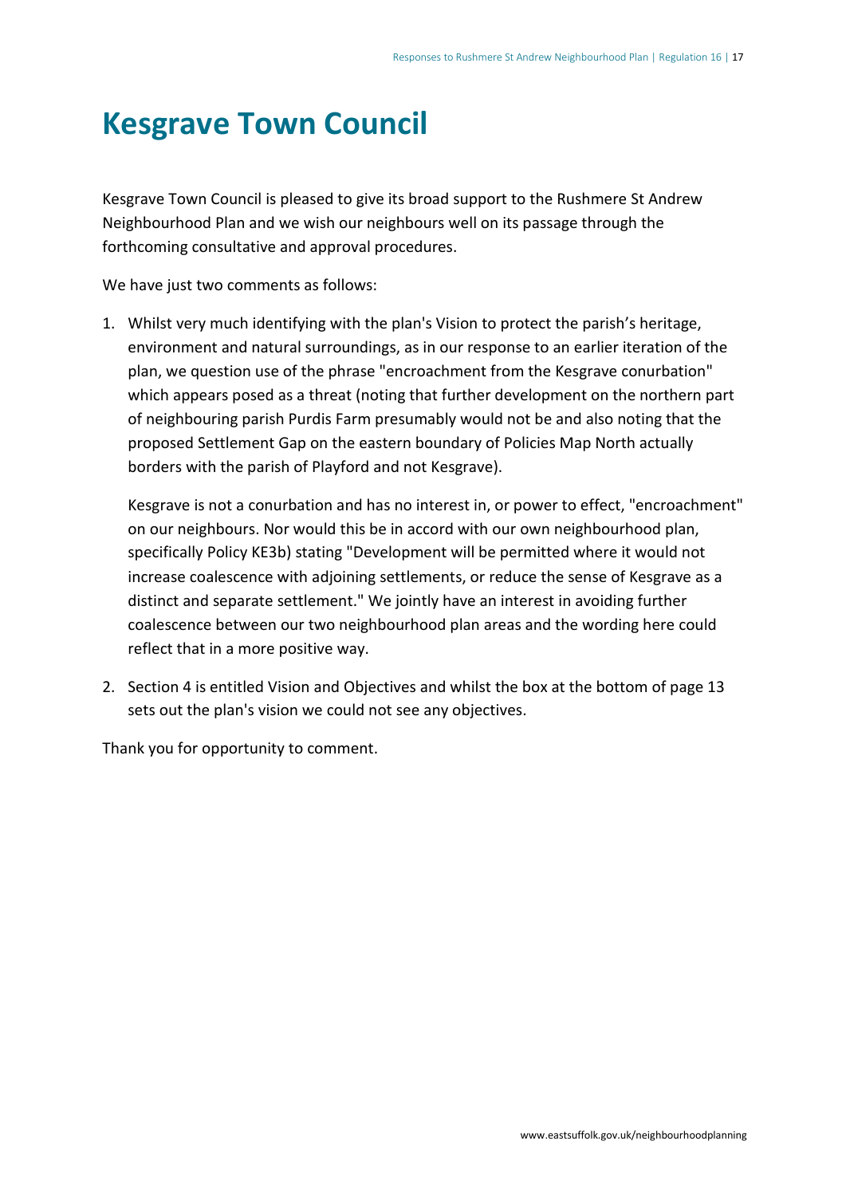# Kesgrave Town Council

Kesgrave Town Council is pleased to give its broad support to the Rushmere St Andrew Neighbourhood Plan and we wish our neighbours well on its passage through the forthcoming consultative and approval procedures.

We have just two comments as follows:

1. Whilst very much identifying with the plan's Vision to protect the parish's heritage, environment and natural surroundings, as in our response to an earlier iteration of the plan, we question use of the phrase "encroachment from the Kesgrave conurbation" which appears posed as a threat (noting that further development on the northern part of neighbouring parish Purdis Farm presumably would not be and also noting that the proposed Settlement Gap on the eastern boundary of Policies Map North actually borders with the parish of Playford and not Kesgrave).

   Kesgrave is not a conurbation and has no interest in, or power to effect, "encroachment" on our neighbours. Nor would this be in accord with our own neighbourhood plan, specifically Policy KE3b) stating "Development will be permitted where it would not increase coalescence with adjoining settlements, or reduce the sense of Kesgrave as a distinct and separate settlement." We jointly have an interest in avoiding further coalescence between our two neighbourhood plan areas and the wording here could reflect that in a more positive way.

2. Section 4 is entitled Vision and Objectives and whilst the box at the bottom of page 13 sets out the plan's vision we could not see any objectives.

Thank you for opportunity to comment.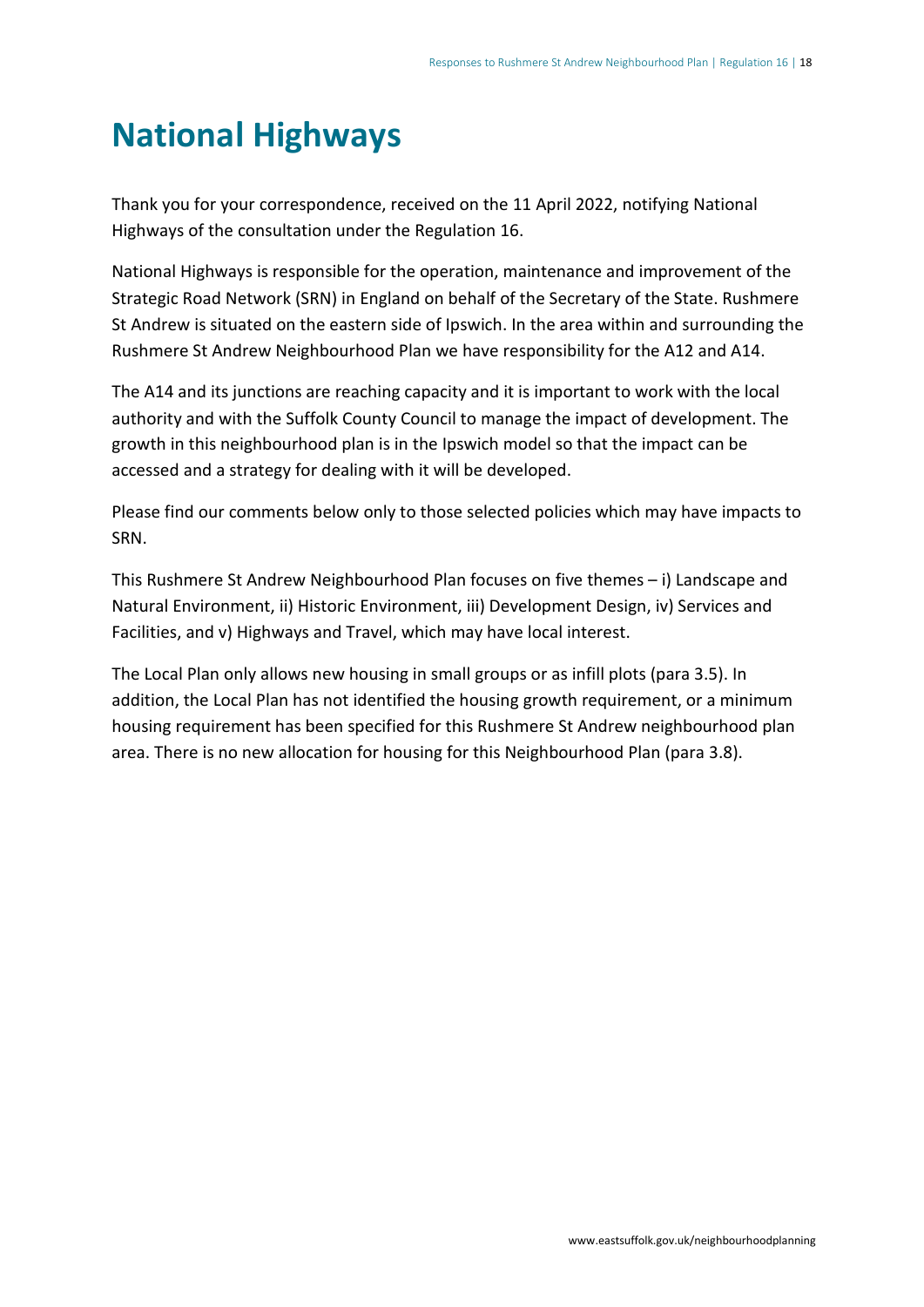# National Highways

Thank you for your correspondence, received on the 11 April 2022, notifying National Highways of the consultation under the Regulation 16.

National Highways is responsible for the operation, maintenance and improvement of the Strategic Road Network (SRN) in England on behalf of the Secretary of the State. Rushmere St Andrew is situated on the eastern side of Ipswich. In the area within and surrounding the Rushmere St Andrew Neighbourhood Plan we have responsibility for the A12 and A14.

The A14 and its junctions are reaching capacity and it is important to work with the local authority and with the Suffolk County Council to manage the impact of development. The growth in this neighbourhood plan is in the Ipswich model so that the impact can be accessed and a strategy for dealing with it will be developed.

Please find our comments below only to those selected policies which may have impacts to SRN.

This Rushmere St Andrew Neighbourhood Plan focuses on five themes – i) Landscape and Natural Environment, ii) Historic Environment, iii) Development Design, iv) Services and Facilities, and v) Highways and Travel, which may have local interest.

The Local Plan only allows new housing in small groups or as infill plots (para 3.5). In addition, the Local Plan has not identified the housing growth requirement, or a minimum housing requirement has been specified for this Rushmere St Andrew neighbourhood plan area. There is no new allocation for housing for this Neighbourhood Plan (para 3.8).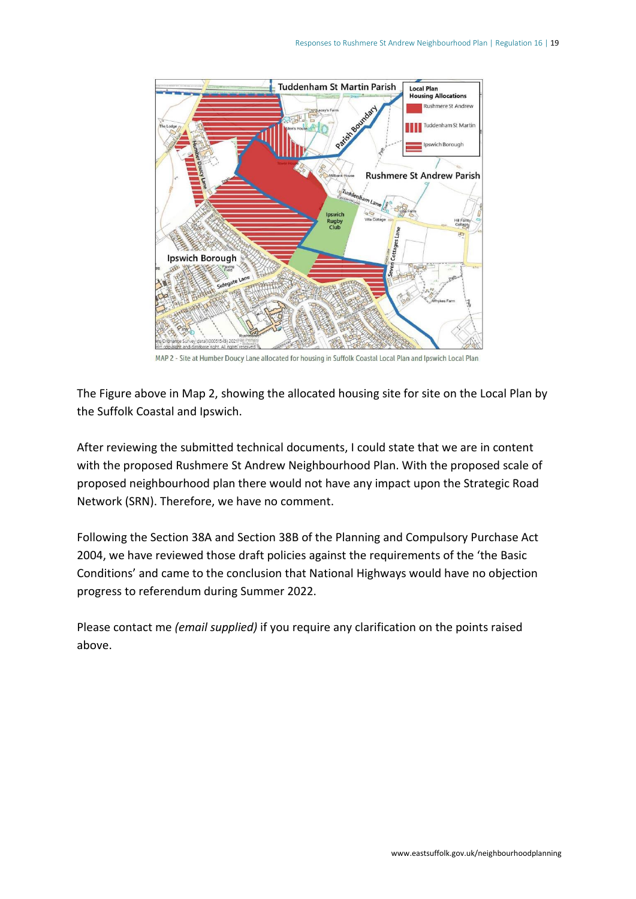MAP 2 - Site at Humber Doucy Lane allocated for housing in Suffolk Coastal Local Plan and Ipswich Local Plan

The Figure above in Map 2, showing the allocated housing site for site on the Local Plan by the Suffolk Coastal and Ipswich.

After reviewing the submitted technical documents, I could state that we are in content with the proposed Rushmere St Andrew Neighbourhood Plan. With the proposed scale of proposed neighbourhood plan there would not have any impact upon the Strategic Road Network (SRN). Therefore, we have no comment.

Following the Section 38A and Section 38B of the Planning and Compulsory Purchase Act 2004, we have reviewed those draft policies against the requirements of the ‘the Basic Conditions’ and came to the conclusion that National Highways would have no objection progress to referendum during Summer 2022.

Please contact me *(email supplied)* if you require any clarification on the points raised above.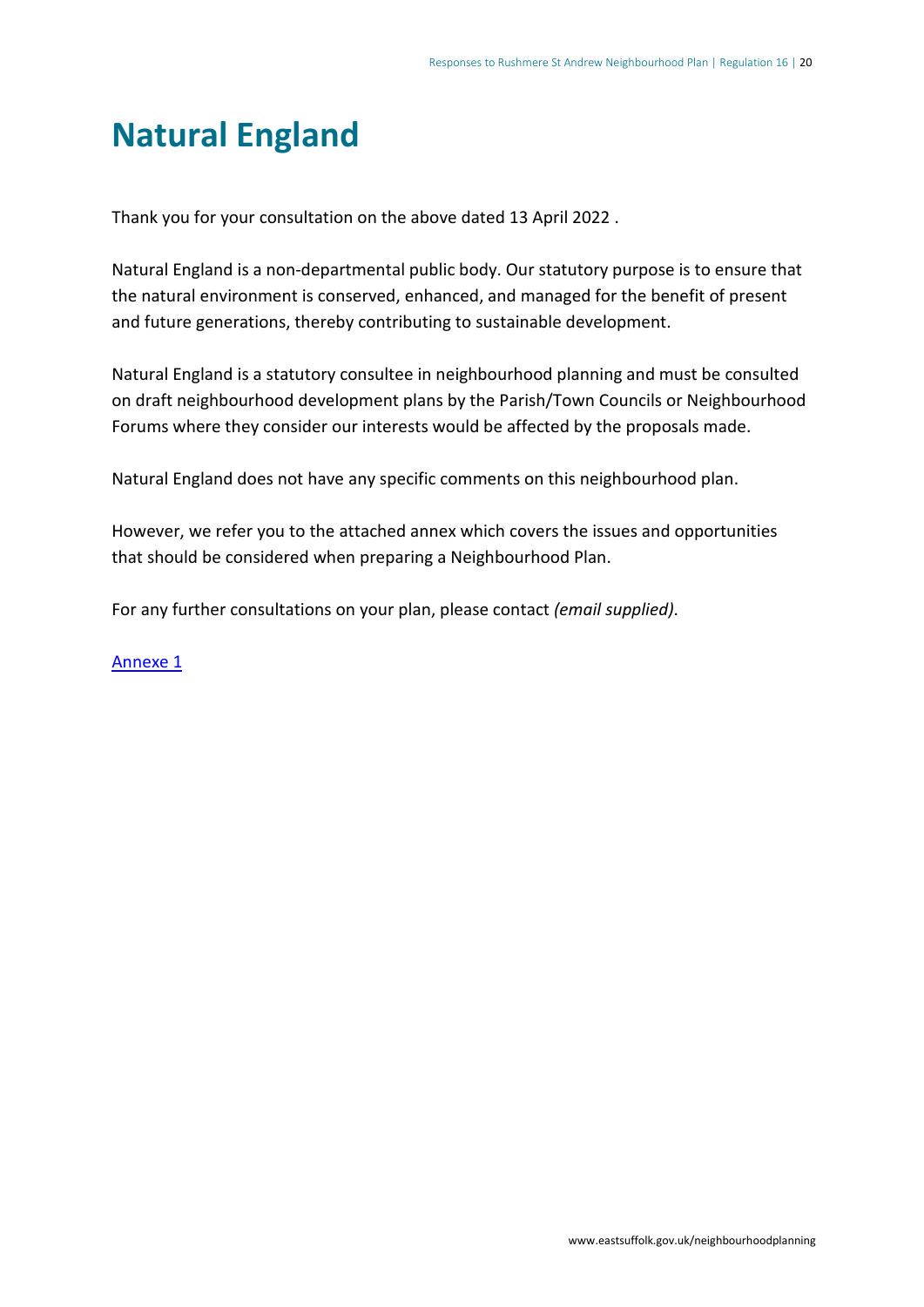# Natural England

Thank you for your consultation on the above dated 13 April 2022 .

Natural England is a non-departmental public body. Our statutory purpose is to ensure that the natural environment is conserved, enhanced, and managed for the benefit of present and future generations, thereby contributing to sustainable development.

Natural England is a statutory consultee in neighbourhood planning and must be consulted on draft neighbourhood development plans by the Parish/Town Councils or Neighbourhood Forums where they consider our interests would be affected by the proposals made.

Natural England does not have any specific comments on this neighbourhood plan.

However, we refer you to the attached annex which covers the issues and opportunities that should be considered when preparing a Neighbourhood Plan.

For any further consultations on your plan, please contact *(email supplied)*.

Annexe 1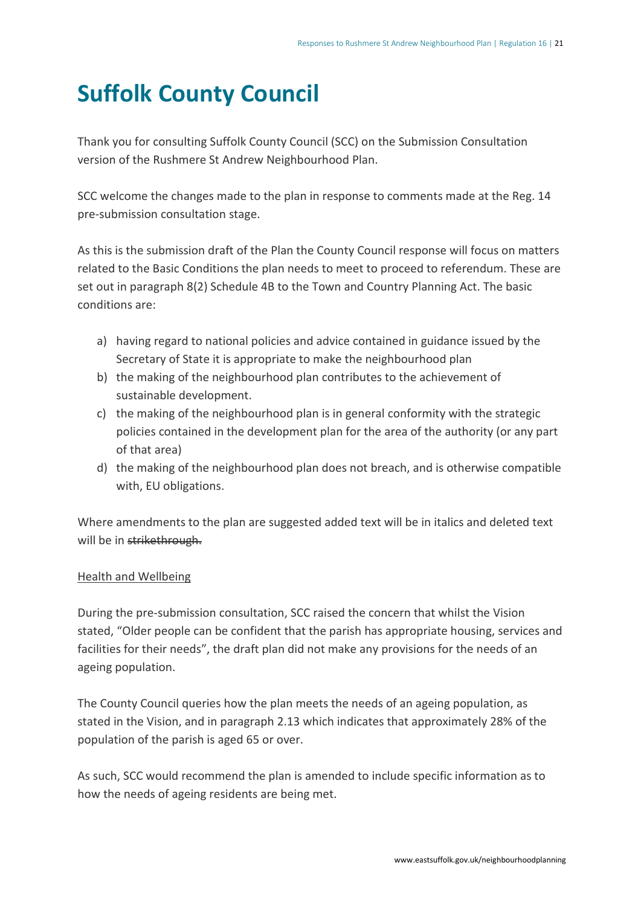# Suffolk County Council

Thank you for consulting Suffolk County Council (SCC) on the Submission Consultation version of the Rushmere St Andrew Neighbourhood Plan.

SCC welcome the changes made to the plan in response to comments made at the Reg. 14 pre-submission consultation stage.

As this is the submission draft of the Plan the County Council response will focus on matters related to the Basic Conditions the plan needs to meet to proceed to referendum. These are set out in paragraph 8(2) Schedule 4B to the Town and Country Planning Act. The basic conditions are:

a) having regard to national policies and advice contained in guidance issued by the Secretary of State it is appropriate to make the neighbourhood plan
b) the making of the neighbourhood plan contributes to the achievement of sustainable development.
c) the making of the neighbourhood plan is in general conformity with the strategic policies contained in the development plan for the area of the authority (or any part of that area)
d) the making of the neighbourhood plan does not breach, and is otherwise compatible with, EU obligations.

Where amendments to the plan are suggested added text will be in italics and deleted text will be in ~~strikethrough.~~

<u>Health and Wellbeing</u>

During the pre-submission consultation, SCC raised the concern that whilst the Vision stated, "Older people can be confident that the parish has appropriate housing, services and facilities for their needs", the draft plan did not make any provisions for the needs of an ageing population.

The County Council queries how the plan meets the needs of an ageing population, as stated in the Vision, and in paragraph 2.13 which indicates that approximately 28% of the population of the parish is aged 65 or over.

As such, SCC would recommend the plan is amended to include specific information as to how the needs of ageing residents are being met.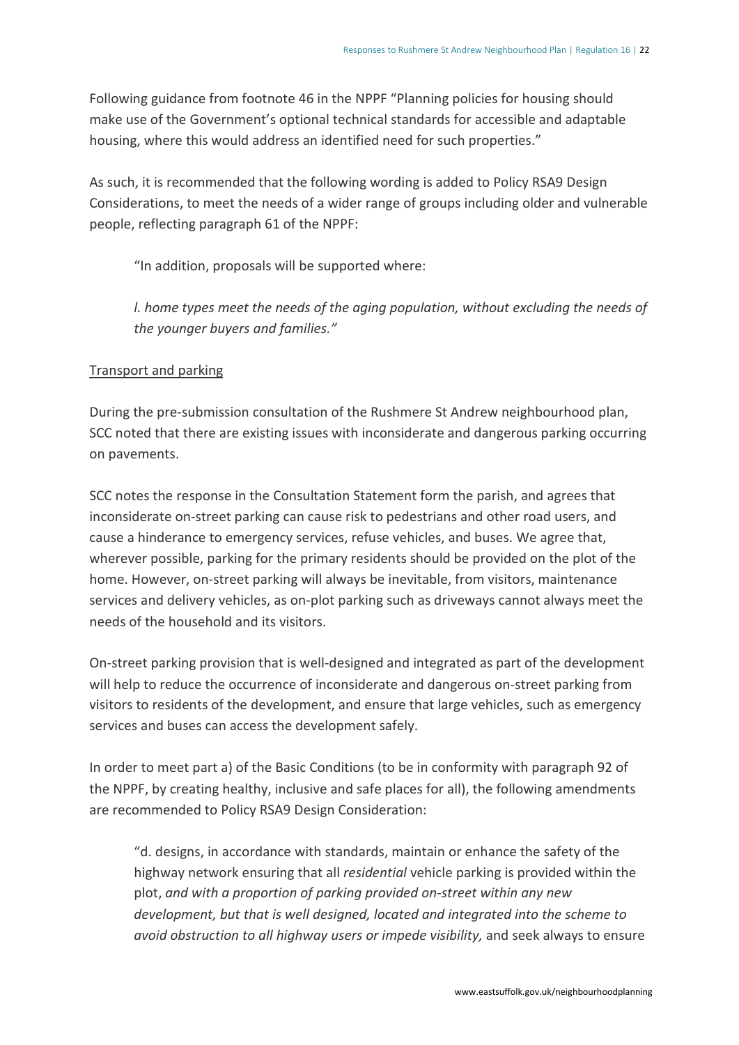Following guidance from footnote 46 in the NPPF "Planning policies for housing should make use of the Government's optional technical standards for accessible and adaptable housing, where this would address an identified need for such properties."

As such, it is recommended that the following wording is added to Policy RSA9 Design Considerations, to meet the needs of a wider range of groups including older and vulnerable people, reflecting paragraph 61 of the NPPF:

> "In addition, proposals will be supported where:
>
> *l. home types meet the needs of the aging population, without excluding the needs of the younger buyers and families."*

<u>Transport and parking</u>

During the pre-submission consultation of the Rushmere St Andrew neighbourhood plan, SCC noted that there are existing issues with inconsiderate and dangerous parking occurring on pavements.

SCC notes the response in the Consultation Statement form the parish, and agrees that inconsiderate on-street parking can cause risk to pedestrians and other road users, and cause a hinderance to emergency services, refuse vehicles, and buses. We agree that, wherever possible, parking for the primary residents should be provided on the plot of the home. However, on-street parking will always be inevitable, from visitors, maintenance services and delivery vehicles, as on-plot parking such as driveways cannot always meet the needs of the household and its visitors.

On-street parking provision that is well-designed and integrated as part of the development will help to reduce the occurrence of inconsiderate and dangerous on-street parking from visitors to residents of the development, and ensure that large vehicles, such as emergency services and buses can access the development safely.

In order to meet part a) of the Basic Conditions (to be in conformity with paragraph 92 of the NPPF, by creating healthy, inclusive and safe places for all), the following amendments are recommended to Policy RSA9 Design Consideration:

> "d. designs, in accordance with standards, maintain or enhance the safety of the highway network ensuring that all *residential* vehicle parking is provided within the plot, *and with a proportion of parking provided on-street within any new development, but that is well designed, located and integrated into the scheme to avoid obstruction to all highway users or impede visibility,* and seek always to ensure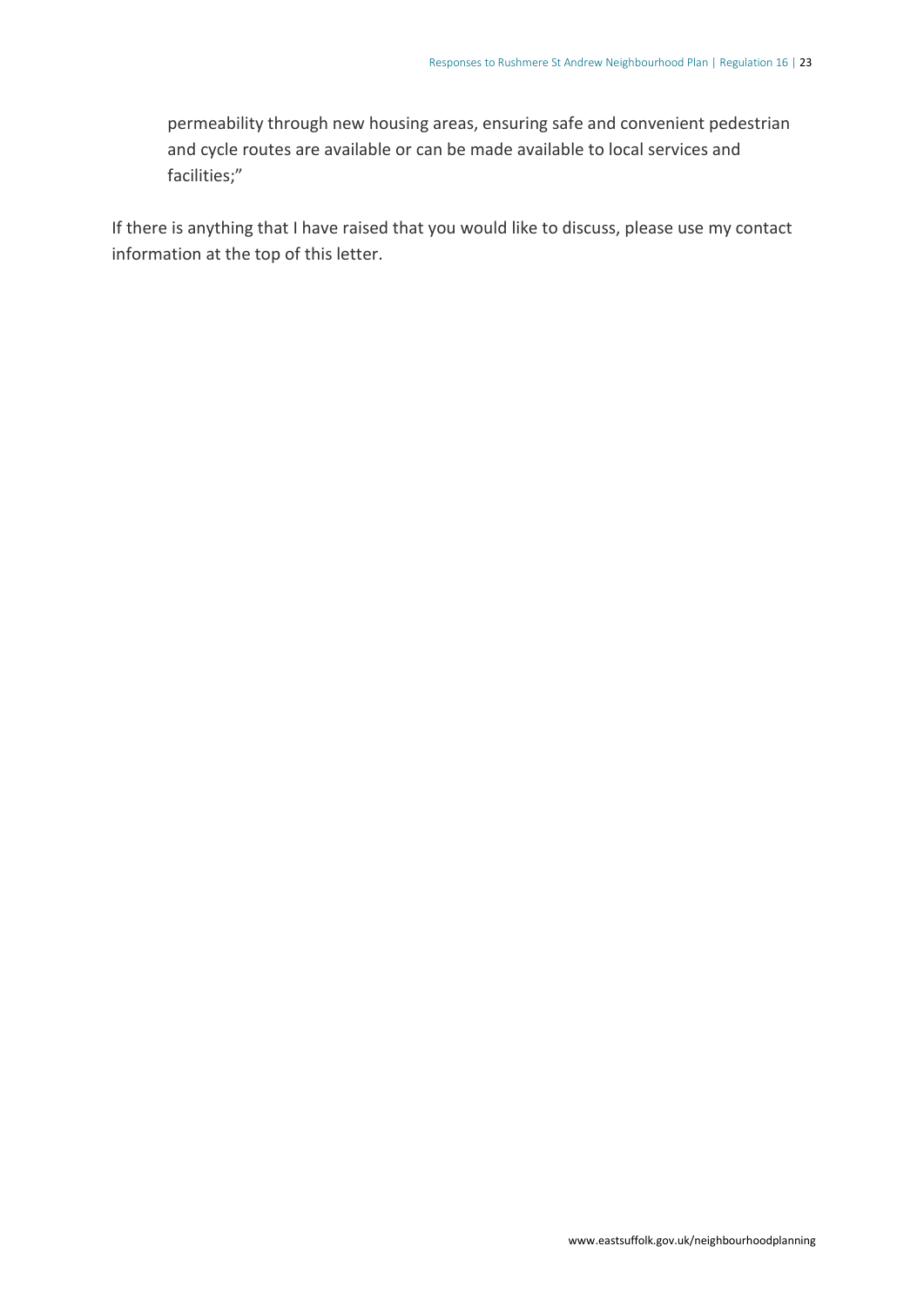permeability through new housing areas, ensuring safe and convenient pedestrian and cycle routes are available or can be made available to local services and facilities;"

If there is anything that I have raised that you would like to discuss, please use my contact information at the top of this letter.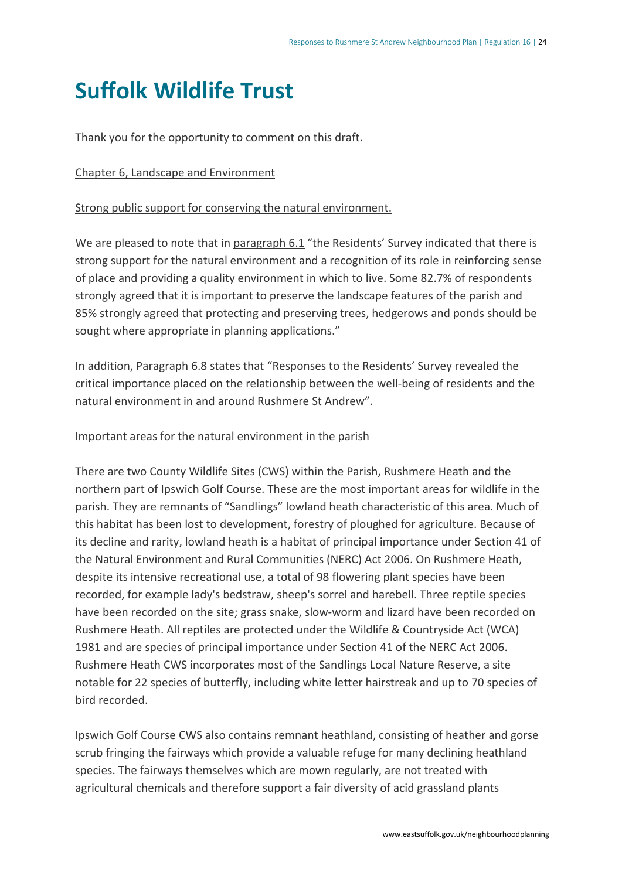# Suffolk Wildlife Trust

Thank you for the opportunity to comment on this draft.

Chapter 6, Landscape and Environment

Strong public support for conserving the natural environment.

We are pleased to note that in paragraph 6.1 "the Residents' Survey indicated that there is strong support for the natural environment and a recognition of its role in reinforcing sense of place and providing a quality environment in which to live. Some 82.7% of respondents strongly agreed that it is important to preserve the landscape features of the parish and 85% strongly agreed that protecting and preserving trees, hedgerows and ponds should be sought where appropriate in planning applications."

In addition, Paragraph 6.8 states that "Responses to the Residents' Survey revealed the critical importance placed on the relationship between the well-being of residents and the natural environment in and around Rushmere St Andrew".

Important areas for the natural environment in the parish

There are two County Wildlife Sites (CWS) within the Parish, Rushmere Heath and the northern part of Ipswich Golf Course. These are the most important areas for wildlife in the parish. They are remnants of "Sandlings" lowland heath characteristic of this area. Much of this habitat has been lost to development, forestry of ploughed for agriculture. Because of its decline and rarity, lowland heath is a habitat of principal importance under Section 41 of the Natural Environment and Rural Communities (NERC) Act 2006. On Rushmere Heath, despite its intensive recreational use, a total of 98 flowering plant species have been recorded, for example lady's bedstraw, sheep's sorrel and harebell. Three reptile species have been recorded on the site; grass snake, slow-worm and lizard have been recorded on Rushmere Heath. All reptiles are protected under the Wildlife & Countryside Act (WCA) 1981 and are species of principal importance under Section 41 of the NERC Act 2006. Rushmere Heath CWS incorporates most of the Sandlings Local Nature Reserve, a site notable for 22 species of butterfly, including white letter hairstreak and up to 70 species of bird recorded.

Ipswich Golf Course CWS also contains remnant heathland, consisting of heather and gorse scrub fringing the fairways which provide a valuable refuge for many declining heathland species. The fairways themselves which are mown regularly, are not treated with agricultural chemicals and therefore support a fair diversity of acid grassland plants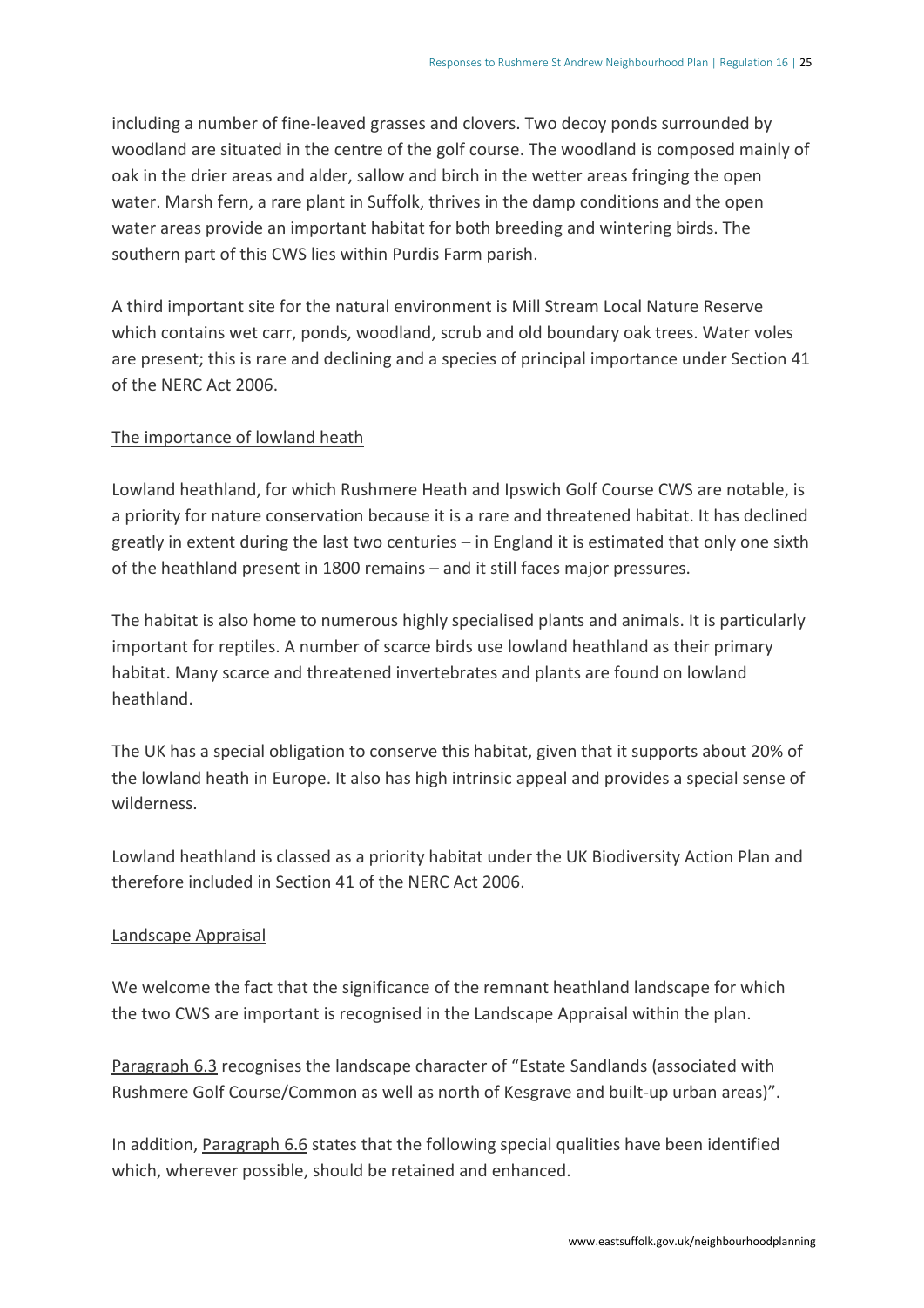including a number of fine-leaved grasses and clovers. Two decoy ponds surrounded by woodland are situated in the centre of the golf course. The woodland is composed mainly of oak in the drier areas and alder, sallow and birch in the wetter areas fringing the open water. Marsh fern, a rare plant in Suffolk, thrives in the damp conditions and the open water areas provide an important habitat for both breeding and wintering birds. The southern part of this CWS lies within Purdis Farm parish.

A third important site for the natural environment is Mill Stream Local Nature Reserve which contains wet carr, ponds, woodland, scrub and old boundary oak trees. Water voles are present; this is rare and declining and a species of principal importance under Section 41 of the NERC Act 2006.

<u>The importance of lowland heath</u>

Lowland heathland, for which Rushmere Heath and Ipswich Golf Course CWS are notable, is a priority for nature conservation because it is a rare and threatened habitat. It has declined greatly in extent during the last two centuries – in England it is estimated that only one sixth of the heathland present in 1800 remains – and it still faces major pressures.

The habitat is also home to numerous highly specialised plants and animals. It is particularly important for reptiles. A number of scarce birds use lowland heathland as their primary habitat. Many scarce and threatened invertebrates and plants are found on lowland heathland.

The UK has a special obligation to conserve this habitat, given that it supports about 20% of the lowland heath in Europe. It also has high intrinsic appeal and provides a special sense of wilderness.

Lowland heathland is classed as a priority habitat under the UK Biodiversity Action Plan and therefore included in Section 41 of the NERC Act 2006.

<u>Landscape Appraisal</u>

We welcome the fact that the significance of the remnant heathland landscape for which the two CWS are important is recognised in the Landscape Appraisal within the plan.

<u>Paragraph 6.3</u> recognises the landscape character of "Estate Sandlands (associated with Rushmere Golf Course/Common as well as north of Kesgrave and built-up urban areas)".

In addition, <u>Paragraph 6.6</u> states that the following special qualities have been identified which, wherever possible, should be retained and enhanced.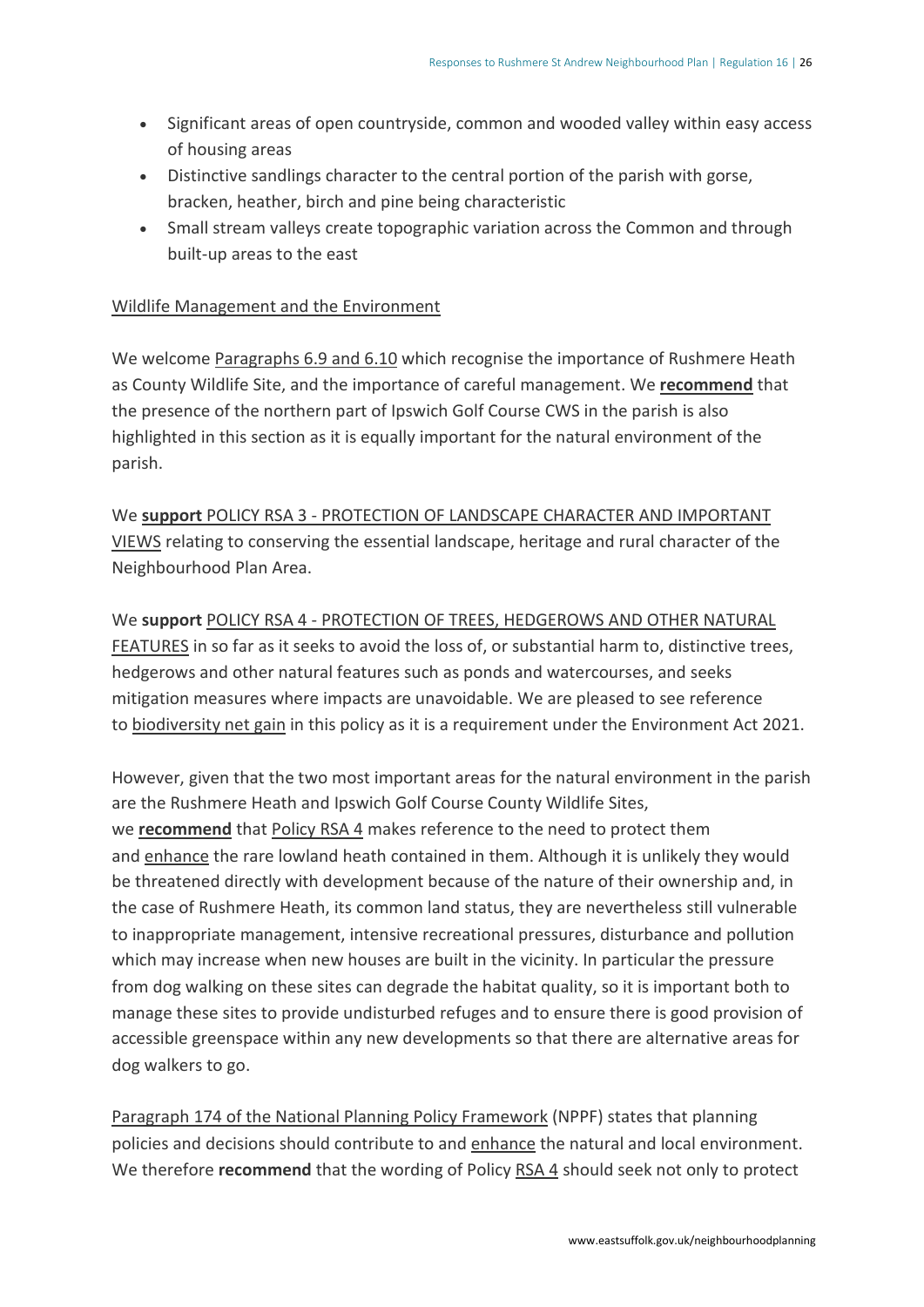- Significant areas of open countryside, common and wooded valley within easy access of housing areas
- Distinctive sandlings character to the central portion of the parish with gorse, bracken, heather, birch and pine being characteristic
- Small stream valleys create topographic variation across the Common and through built-up areas to the east

Wildlife Management and the Environment

We welcome Paragraphs 6.9 and 6.10 which recognise the importance of Rushmere Heath as County Wildlife Site, and the importance of careful management. We **recommend** that the presence of the northern part of Ipswich Golf Course CWS in the parish is also highlighted in this section as it is equally important for the natural environment of the parish.

We **support** POLICY RSA 3 - PROTECTION OF LANDSCAPE CHARACTER AND IMPORTANT VIEWS relating to conserving the essential landscape, heritage and rural character of the Neighbourhood Plan Area.

We **support** POLICY RSA 4 - PROTECTION OF TREES, HEDGEROWS AND OTHER NATURAL FEATURES in so far as it seeks to avoid the loss of, or substantial harm to, distinctive trees, hedgerows and other natural features such as ponds and watercourses, and seeks mitigation measures where impacts are unavoidable. We are pleased to see reference to biodiversity net gain in this policy as it is a requirement under the Environment Act 2021.

However, given that the two most important areas for the natural environment in the parish are the Rushmere Heath and Ipswich Golf Course County Wildlife Sites, we **recommend** that Policy RSA 4 makes reference to the need to protect them and enhance the rare lowland heath contained in them. Although it is unlikely they would be threatened directly with development because of the nature of their ownership and, in the case of Rushmere Heath, its common land status, they are nevertheless still vulnerable to inappropriate management, intensive recreational pressures, disturbance and pollution which may increase when new houses are built in the vicinity. In particular the pressure from dog walking on these sites can degrade the habitat quality, so it is important both to manage these sites to provide undisturbed refuges and to ensure there is good provision of accessible greenspace within any new developments so that there are alternative areas for dog walkers to go.

Paragraph 174 of the National Planning Policy Framework (NPPF) states that planning policies and decisions should contribute to and enhance the natural and local environment. We therefore **recommend** that the wording of Policy RSA 4 should seek not only to protect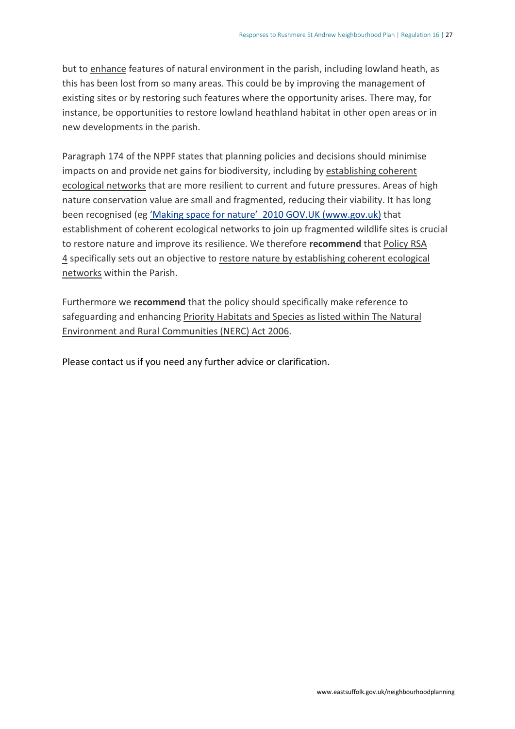but to enhance features of natural environment in the parish, including lowland heath, as this has been lost from so many areas. This could be by improving the management of existing sites or by restoring such features where the opportunity arises. There may, for instance, be opportunities to restore lowland heathland habitat in other open areas or in new developments in the parish.

Paragraph 174 of the NPPF states that planning policies and decisions should minimise impacts on and provide net gains for biodiversity, including by establishing coherent ecological networks that are more resilient to current and future pressures. Areas of high nature conservation value are small and fragmented, reducing their viability. It has long been recognised (eg 'Making space for nature' 2010 GOV.UK (www.gov.uk) that establishment of coherent ecological networks to join up fragmented wildlife sites is crucial to restore nature and improve its resilience. We therefore **recommend** that Policy RSA 4 specifically sets out an objective to restore nature by establishing coherent ecological networks within the Parish.

Furthermore we **recommend** that the policy should specifically make reference to safeguarding and enhancing Priority Habitats and Species as listed within The Natural Environment and Rural Communities (NERC) Act 2006.

Please contact us if you need any further advice or clarification.